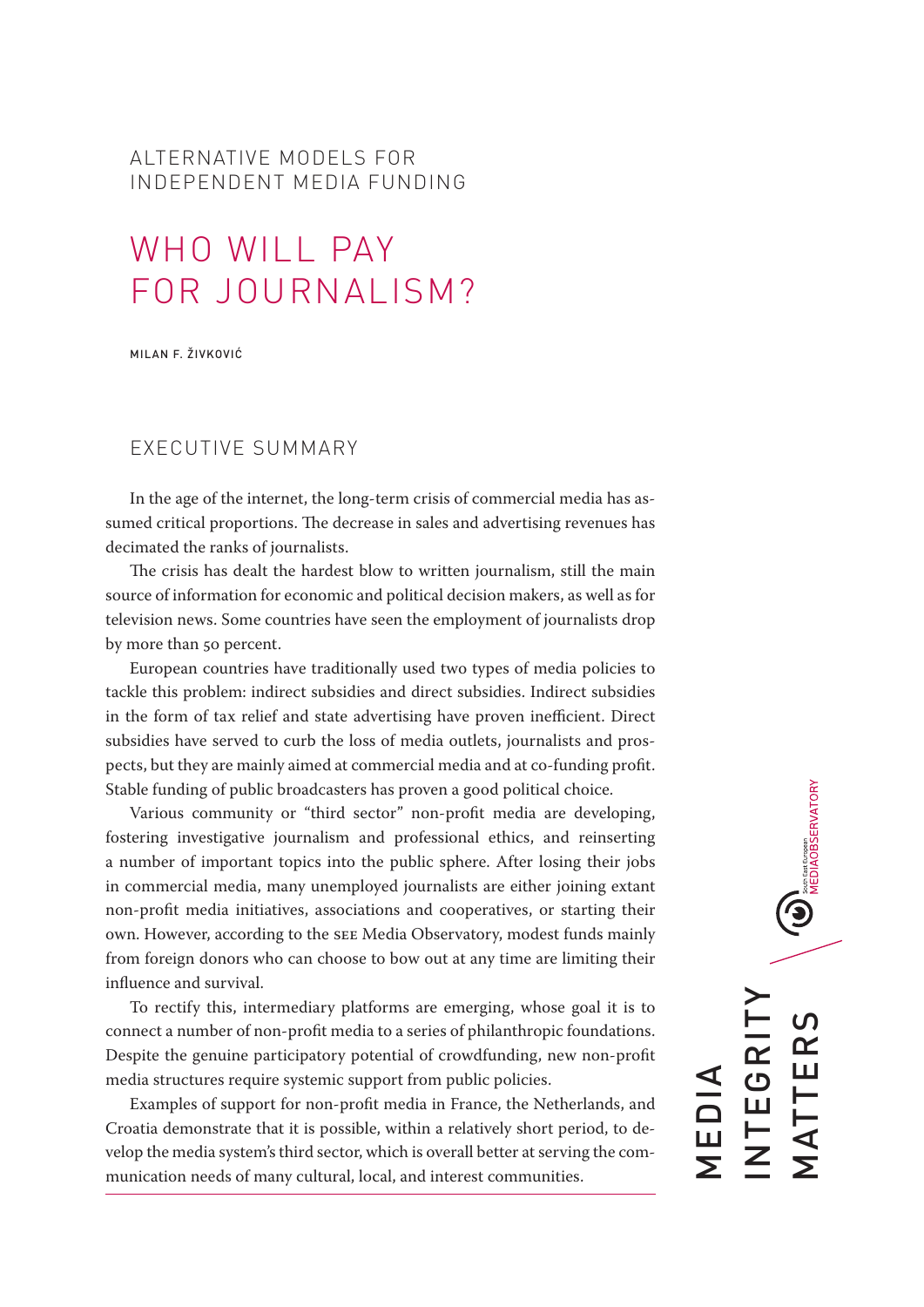ALTERNATIVE MODELS FOR INDEPENDENT MEDIA FUNDING

# WHO WILL PAY FOR JOURNALISM?

MILAN F. ŽIVKOVIĆ

## EXECUTIVE SUMMARY

In the age of the internet, the long-term crisis of commercial media has assumed critical proportions. The decrease in sales and advertising revenues has decimated the ranks of journalists.

The crisis has dealt the hardest blow to written journalism, still the main source of information for economic and political decision makers, as well as for television news. Some countries have seen the employment of journalists drop by more than 50 percent.

European countries have traditionally used two types of media policies to tackle this problem: indirect subsidies and direct subsidies. Indirect subsidies in the form of tax relief and state advertising have proven inefficient. Direct subsidies have served to curb the loss of media outlets, journalists and prospects, but they are mainly aimed at commercial media and at co-funding profit. Stable funding of public broadcasters has proven a good political choice.

Various community or "third sector" non-profit media are developing, fostering investigative journalism and professional ethics, and reinserting a number of important topics into the public sphere. After losing their jobs in commercial media, many unemployed journalists are either joining extant non-profit media initiatives, associations and cooperatives, or starting their own. However, according to the SEE Media Observatory, modest funds mainly from foreign donors who can choose to bow out at any time are limiting their influence and survival.

To rectify this, intermediary platforms are emerging, whose goal it is to connect a number of non-profit media to a series of philanthropic foundations. Despite the genuine participatory potential of crowdfunding, new non-profit media structures require systemic support from public policies.

Examples of support for non-profit media in France, the Netherlands, and Croatia demonstrate that it is possible, within a relatively short period, to develop the media system's third sector, which is overall better at serving the communication needs of many cultural, local, and interest communities.

MEDIA INTEGRITY MATTERS

South East European MEDIAOBSERVATORY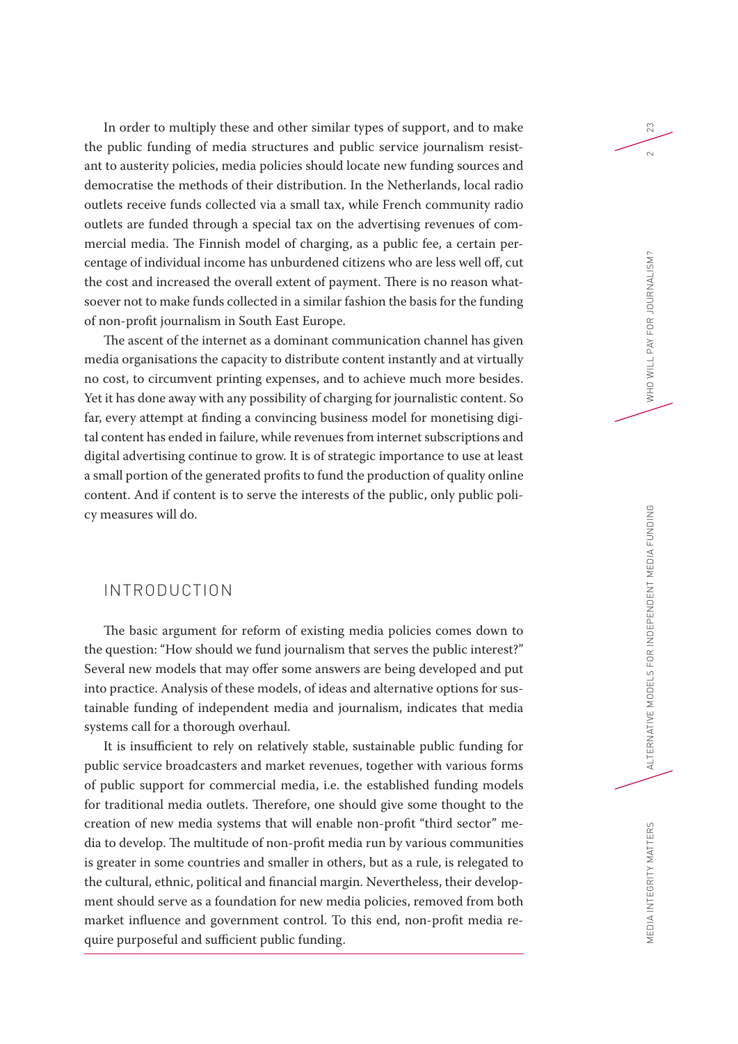In order to multiply these and other similar types of support, and to make the public funding of media structures and public service journalism resistant to austerity policies, media policies should locate new funding sources and democratise the methods of their distribution. In the Netherlands, local radio outlets receive funds collected via a small tax, while French community radio outlets are funded through a special tax on the advertising revenues of commercial media. The Finnish model of charging, as a public fee, a certain percentage of individual income has unburdened citizens who are less well off, cut the cost and increased the overall extent of payment. There is no reason whatsoever not to make funds collected in a similar fashion the basis for the funding of non-profit journalism in South East Europe.

The ascent of the internet as a dominant communication channel has given media organisations the capacity to distribute content instantly and at virtually no cost, to circumvent printing expenses, and to achieve much more besides. Yet it has done away with any possibility of charging for journalistic content. So far, every attempt at finding a convincing business model for monetising digital content has ended in failure, while revenues from internet subscriptions and digital advertising continue to grow. It is of strategic importance to use at least a small portion of the generated profits to fund the production of quality online content. And if content is to serve the interests of the public, only public policy measures will do.

## INTRODUCTION

The basic argument for reform of existing media policies comes down to the question: "How should we fund journalism that serves the public interest?" Several new models that may offer some answers are being developed and put into practice. Analysis of these models, of ideas and alternative options for sustainable funding of independent media and journalism, indicates that media systems call for a thorough overhaul.

It is insufficient to rely on relatively stable, sustainable public funding for public service broadcasters and market revenues, together with various forms of public support for commercial media, i.e. the established funding models for traditional media outlets. Therefore, one should give some thought to the creation of new media systems that will enable non-profit "third sector" media to develop. The multitude of non-profit media run by various communities is greater in some countries and smaller in others, but as a rule, is relegated to the cultural, ethnic, political and financial margin. Nevertheless, their development should serve as a foundation for new media policies, removed from both market influence and government control. To this end, non-profit media require purposeful and sufficient public funding.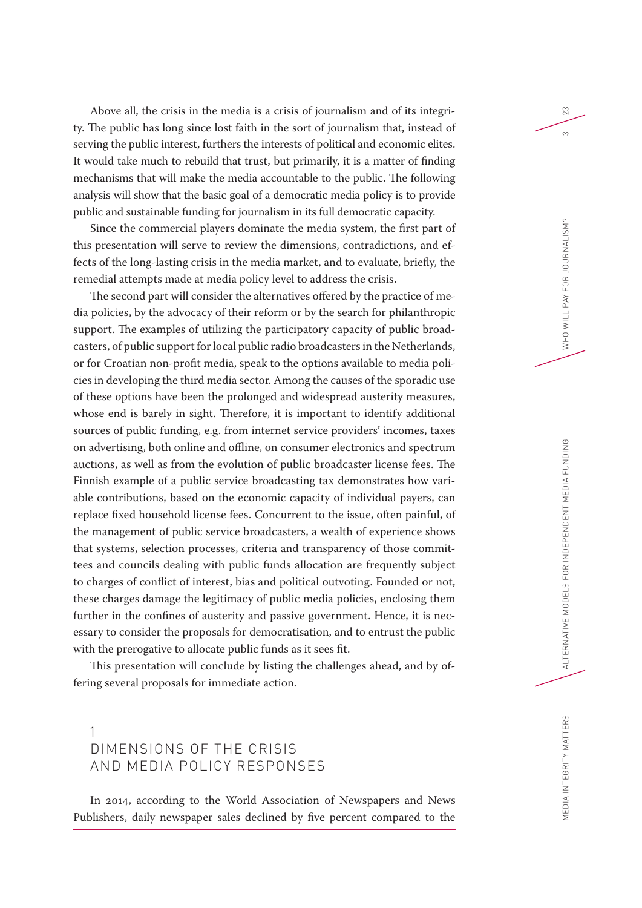Above all, the crisis in the media is a crisis of journalism and of its integrity. The public has long since lost faith in the sort of journalism that, instead of serving the public interest, furthers the interests of political and economic elites. It would take much to rebuild that trust, but primarily, it is a matter of finding mechanisms that will make the media accountable to the public. The following analysis will show that the basic goal of a democratic media policy is to provide public and sustainable funding for journalism in its full democratic capacity.

Since the commercial players dominate the media system, the first part of this presentation will serve to review the dimensions, contradictions, and effects of the long-lasting crisis in the media market, and to evaluate, briefly, the remedial attempts made at media policy level to address the crisis.

The second part will consider the alternatives offered by the practice of media policies, by the advocacy of their reform or by the search for philanthropic support. The examples of utilizing the participatory capacity of public broadcasters, of public support for local public radio broadcasters in the Netherlands, or for Croatian non-profit media, speak to the options available to media policies in developing the third media sector. Among the causes of the sporadic use of these options have been the prolonged and widespread austerity measures, whose end is barely in sight. Therefore, it is important to identify additional sources of public funding, e.g. from internet service providers' incomes, taxes on advertising, both online and offline, on consumer electronics and spectrum auctions, as well as from the evolution of public broadcaster license fees. The Finnish example of a public service broadcasting tax demonstrates how variable contributions, based on the economic capacity of individual payers, can replace fixed household license fees. Concurrent to the issue, often painful, of the management of public service broadcasters, a wealth of experience shows that systems, selection processes, criteria and transparency of those committees and councils dealing with public funds allocation are frequently subject to charges of conflict of interest, bias and political outvoting. Founded or not, these charges damage the legitimacy of public media policies, enclosing them further in the confines of austerity and passive government. Hence, it is necessary to consider the proposals for democratisation, and to entrust the public with the prerogative to allocate public funds as it sees fit.

This presentation will conclude by listing the challenges ahead, and by offering several proposals for immediate action.

## 1 DIMENSIONS OF THE CRISIS AND MEDIA POLICY RESPONSES

In 2014, according to the World Association of Newspapers and News Publishers, daily newspaper sales declined by five percent compared to the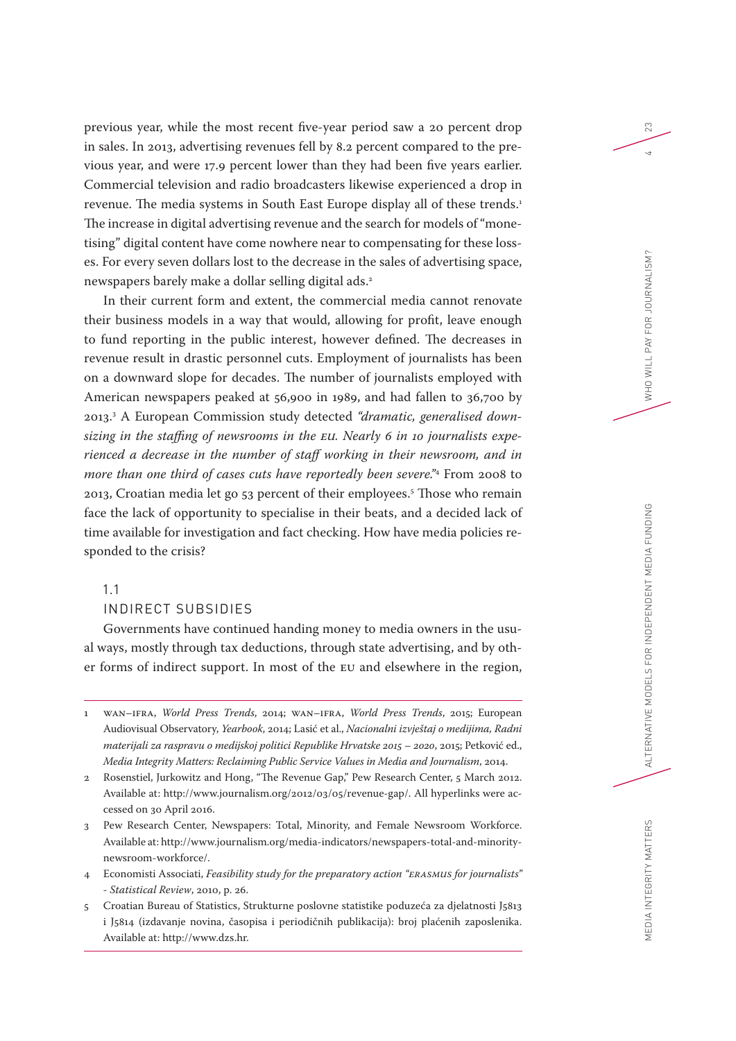previous year, while the most recent five-year period saw a 20 percent drop in sales. In 2013, advertising revenues fell by 8.2 percent compared to the previous year, and were 17.9 percent lower than they had been five years earlier. Commercial television and radio broadcasters likewise experienced a drop in revenue. The media systems in South East Europe display all of these trends.[1] The increase in digital advertising revenue and the search for models of "monetising" digital content have come nowhere near to compensating for these losses. For every seven dollars lost to the decrease in the sales of advertising space, newspapers barely make a dollar selling digital ads.[2]

In their current form and extent, the commercial media cannot renovate their business models in a way that would, allowing for profit, leave enough to fund reporting in the public interest, however defined. The decreases in revenue result in drastic personnel cuts. Employment of journalists has been on a downward slope for decades. The number of journalists employed with American newspapers peaked at 56,900 in 1989, and had fallen to 36,700 by 2013.[3] A European Commission study detected *"dramatic, generalised downsizing in the staffing of newsrooms in the EU. Nearly 6 in 10 journalists experienced a decrease in the number of staff working in their newsroom, and in more than one third of cases cuts have reportedly been severe."*[4] From 2008 to 2013, Croatian media let go 53 percent of their employees.[5] Those who remain face the lack of opportunity to specialise in their beats, and a decided lack of time available for investigation and fact checking. How have media policies responded to the crisis?

## 1.1 INDIRECT SUBSIDIES

Governments have continued handing money to media owners in the usual ways, mostly through tax deductions, through state advertising, and by other forms of indirect support. In most of the EU and elsewhere in the region,

---

1 WAN–IFRA, *World Press Trends*, 2014; WAN–IFRA, *World Press Trends*, 2015; European Audiovisual Observatory, *Yearbook*, 2014; Lasić et al., *Nacionalni izvještaj o medijima, Radni materijali za raspravu o medijskoj politici Republike Hrvatske 2015 – 2020*, 2015; Petković ed., *Media Integrity Matters: Reclaiming Public Service Values in Media and Journalism*, 2014.

2 Rosenstiel, Jurkowitz and Hong, "The Revenue Gap," Pew Research Center, 5 March 2012. Available at: http://www.journalism.org/2012/03/05/revenue-gap/. All hyperlinks were accessed on 30 April 2016.

3 Pew Research Center, Newspapers: Total, Minority, and Female Newsroom Workforce. Available at: http://www.journalism.org/media-indicators/newspapers-total-and-minority-newsroom-workforce/.

4 Economisti Associati, *Feasibility study for the preparatory action "ERASMUS for journalists" - Statistical Review*, 2010, p. 26.

5 Croatian Bureau of Statistics, Strukturne poslovne statistike poduzeća za djelatnosti J5813 i J5814 (izdavanje novina, časopisa i periodičnih publikacija): broj plaćenih zaposlenika. Available at: http://www.dzs.hr.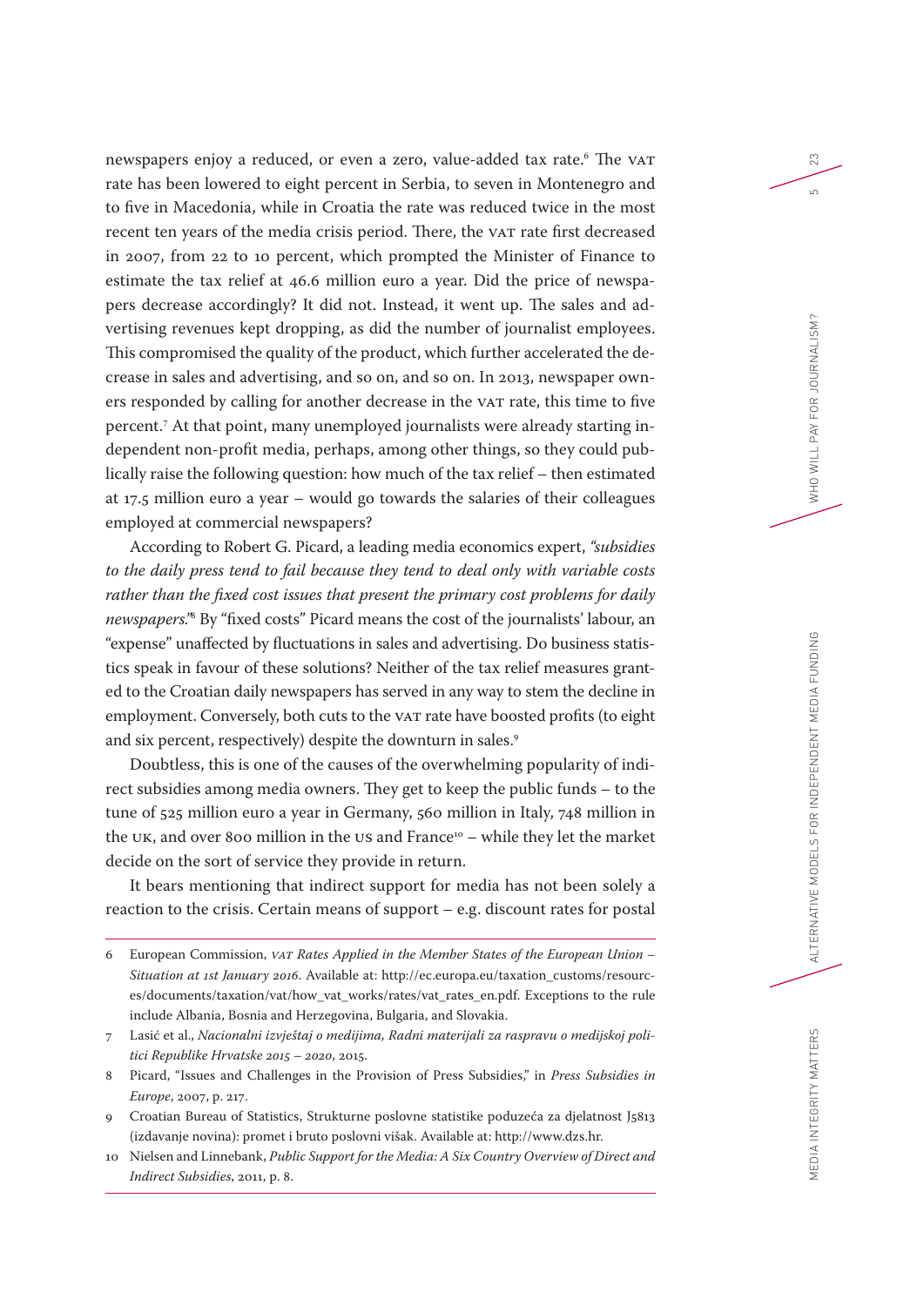newspapers enjoy a reduced, or even a zero, value-added tax rate.[6] The VAT rate has been lowered to eight percent in Serbia, to seven in Montenegro and to five in Macedonia, while in Croatia the rate was reduced twice in the most recent ten years of the media crisis period. There, the VAT rate first decreased in 2007, from 22 to 10 percent, which prompted the Minister of Finance to estimate the tax relief at 46.6 million euro a year. Did the price of newspapers decrease accordingly? It did not. Instead, it went up. The sales and advertising revenues kept dropping, as did the number of journalist employees. This compromised the quality of the product, which further accelerated the decrease in sales and advertising, and so on, and so on. In 2013, newspaper owners responded by calling for another decrease in the VAT rate, this time to five percent.[7] At that point, many unemployed journalists were already starting independent non-profit media, perhaps, among other things, so they could publically raise the following question: how much of the tax relief – then estimated at 17.5 million euro a year – would go towards the salaries of their colleagues employed at commercial newspapers?

According to Robert G. Picard, a leading media economics expert, *"subsidies to the daily press tend to fail because they tend to deal only with variable costs rather than the fixed cost issues that present the primary cost problems for daily newspapers."*[8] By "fixed costs" Picard means the cost of the journalists' labour, an "expense" unaffected by fluctuations in sales and advertising. Do business statistics speak in favour of these solutions? Neither of the tax relief measures granted to the Croatian daily newspapers has served in any way to stem the decline in employment. Conversely, both cuts to the VAT rate have boosted profits (to eight and six percent, respectively) despite the downturn in sales.[9]

Doubtless, this is one of the causes of the overwhelming popularity of indirect subsidies among media owners. They get to keep the public funds – to the tune of 525 million euro a year in Germany, 560 million in Italy, 748 million in the UK, and over 800 million in the US and France[10] – while they let the market decide on the sort of service they provide in return.

It bears mentioning that indirect support for media has not been solely a reaction to the crisis. Certain means of support – e.g. discount rates for postal

---

6 European Commission, *VAT Rates Applied in the Member States of the European Union – Situation at 1st January 2016*. Available at: http://ec.europa.eu/taxation_customs/resources/documents/taxation/vat/how_vat_works/rates/vat_rates_en.pdf. Exceptions to the rule include Albania, Bosnia and Herzegovina, Bulgaria, and Slovakia.

7 Lasić et al., *Nacionalni izvještaj o medijima, Radni materijali za raspravu o medijskoj politici Republike Hrvatske 2015 – 2020*, 2015.

8 Picard, "Issues and Challenges in the Provision of Press Subsidies," in *Press Subsidies in Europe*, 2007, p. 217.

9 Croatian Bureau of Statistics, Strukturne poslovne statistike poduzeća za djelatnost J5813 (izdavanje novina): promet i bruto poslovni višak. Available at: http://www.dzs.hr.

10 Nielsen and Linnebank, *Public Support for the Media: A Six Country Overview of Direct and Indirect Subsidies*, 2011, p. 8.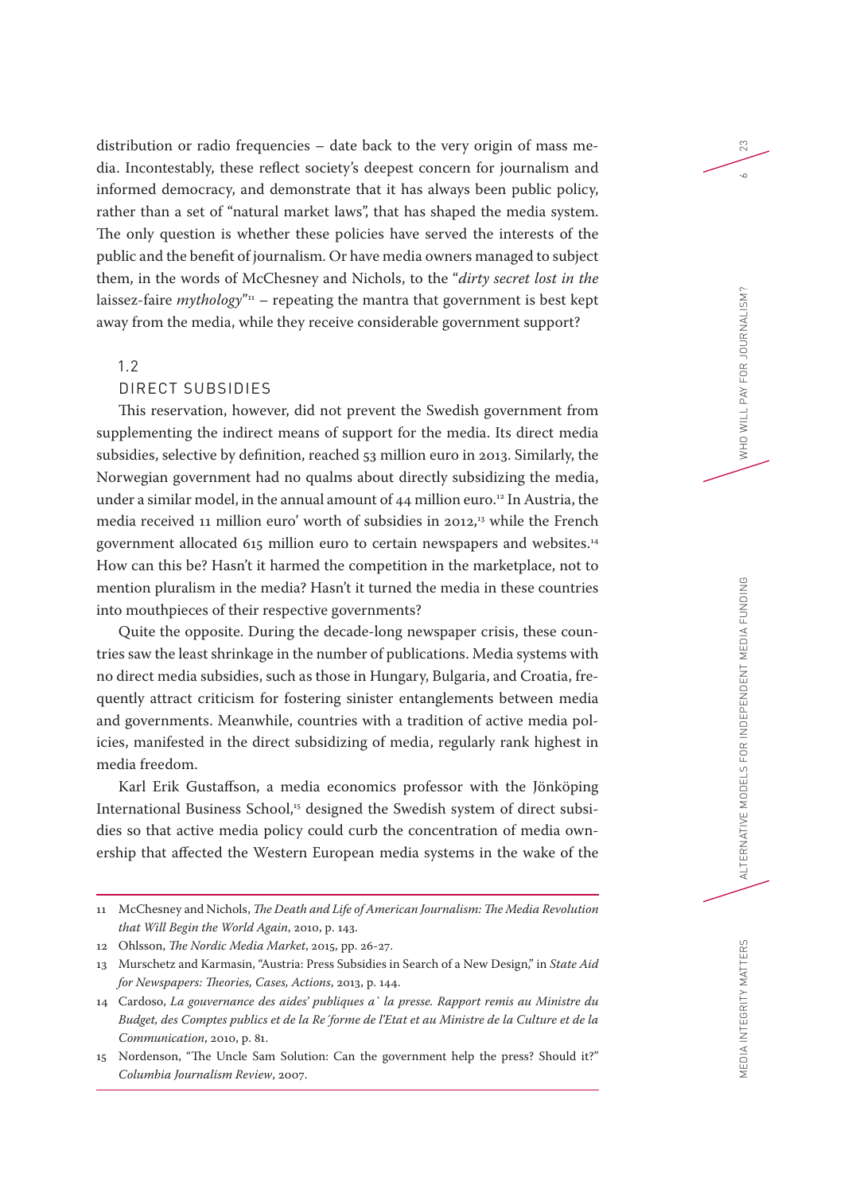distribution or radio frequencies – date back to the very origin of mass media. Incontestably, these reflect society's deepest concern for journalism and informed democracy, and demonstrate that it has always been public policy, rather than a set of "natural market laws", that has shaped the media system. The only question is whether these policies have served the interests of the public and the benefit of journalism. Or have media owners managed to subject them, in the words of McChesney and Nichols, to the "*dirty secret lost in the* laissez-faire *mythology*"[11] – repeating the mantra that government is best kept away from the media, while they receive considerable government support?

## 1.2 DIRECT SUBSIDIES

This reservation, however, did not prevent the Swedish government from supplementing the indirect means of support for the media. Its direct media subsidies, selective by definition, reached 53 million euro in 2013. Similarly, the Norwegian government had no qualms about directly subsidizing the media, under a similar model, in the annual amount of 44 million euro.[12] In Austria, the media received 11 million euro' worth of subsidies in 2012,[13] while the French government allocated 615 million euro to certain newspapers and websites.[14] How can this be? Hasn't it harmed the competition in the marketplace, not to mention pluralism in the media? Hasn't it turned the media in these countries into mouthpieces of their respective governments?

Quite the opposite. During the decade-long newspaper crisis, these countries saw the least shrinkage in the number of publications. Media systems with no direct media subsidies, such as those in Hungary, Bulgaria, and Croatia, frequently attract criticism for fostering sinister entanglements between media and governments. Meanwhile, countries with a tradition of active media policies, manifested in the direct subsidizing of media, regularly rank highest in media freedom.

Karl Erik Gustaffson, a media economics professor with the Jönköping International Business School,[15] designed the Swedish system of direct subsidies so that active media policy could curb the concentration of media ownership that affected the Western European media systems in the wake of the

---

11 McChesney and Nichols, *The Death and Life of American Journalism: The Media Revolution that Will Begin the World Again*, 2010, p. 143.

12 Ohlsson, *The Nordic Media Market*, 2015, pp. 26-27.

13 Murschetz and Karmasin, "Austria: Press Subsidies in Search of a New Design," in *State Aid for Newspapers: Theories, Cases, Actions*, 2013, p. 144.

14 Cardoso, *La gouvernance des aides' publiques a` la presse. Rapport remis au Ministre du Budget, des Comptes publics et de la Re´forme de l'Etat et au Ministre de la Culture et de la Communication*, 2010, p. 81.

15 Nordenson, "The Uncle Sam Solution: Can the government help the press? Should it?" *Columbia Journalism Review*, 2007.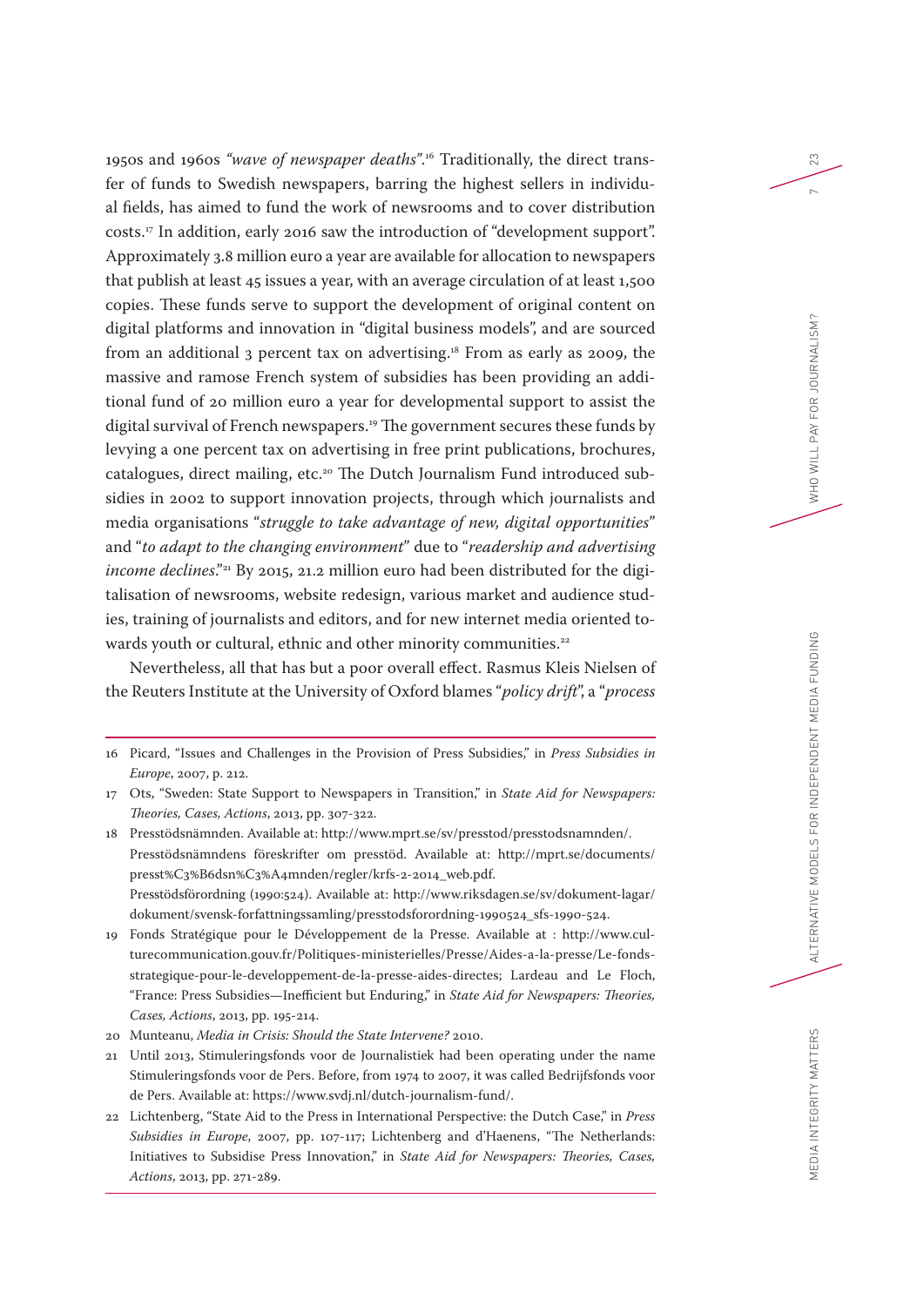1950s and 1960s *"wave of newspaper deaths"*.[16] Traditionally, the direct transfer of funds to Swedish newspapers, barring the highest sellers in individual fields, has aimed to fund the work of newsrooms and to cover distribution costs.[17] In addition, early 2016 saw the introduction of "development support". Approximately 3.8 million euro a year are available for allocation to newspapers that publish at least 45 issues a year, with an average circulation of at least 1,500 copies. These funds serve to support the development of original content on digital platforms and innovation in "digital business models", and are sourced from an additional 3 percent tax on advertising.[18] From as early as 2009, the massive and ramose French system of subsidies has been providing an additional fund of 20 million euro a year for developmental support to assist the digital survival of French newspapers.[19] The government secures these funds by levying a one percent tax on advertising in free print publications, brochures, catalogues, direct mailing, etc.[20] The Dutch Journalism Fund introduced subsidies in 2002 to support innovation projects, through which journalists and media organisations "*struggle to take advantage of new, digital opportunities*" and "*to adapt to the changing environment*" due to "*readership and advertising income declines*."[21] By 2015, 21.2 million euro had been distributed for the digitalisation of newsrooms, website redesign, various market and audience studies, training of journalists and editors, and for new internet media oriented towards youth or cultural, ethnic and other minority communities.[22]

Nevertheless, all that has but a poor overall effect. Rasmus Kleis Nielsen of the Reuters Institute at the University of Oxford blames "*policy drift*", a "*process*

---

16 Picard, "Issues and Challenges in the Provision of Press Subsidies," in *Press Subsidies in Europe*, 2007, p. 212.

17 Ots, "Sweden: State Support to Newspapers in Transition," in *State Aid for Newspapers: Theories, Cases, Actions*, 2013, pp. 307-322.

18 Presstödsnämnden. Available at: http://www.mprt.se/sv/presstod/presstodsnamnden/. Presstödsnämndens föreskrifter om presstöd. Available at: http://mprt.se/documents/presst%C3%B6dsn%C3%A4mnden/regler/krfs-2-2014_web.pdf. Presstödsförordning (1990:524). Available at: http://www.riksdagen.se/sv/dokument-lagar/dokument/svensk-forfattningssamling/presstodsforordning-1990524_sfs-1990-524.

19 Fonds Stratégique pour le Développement de la Presse. Available at : http://www.culturecommunication.gouv.fr/Politiques-ministerielles/Presse/Aides-a-la-presse/Le-fonds-strategique-pour-le-developpement-de-la-presse-aides-directes; Lardeau and Le Floch, "France: Press Subsidies—Inefficient but Enduring," in *State Aid for Newspapers: Theories, Cases, Actions*, 2013, pp. 195-214.

20 Munteanu, *Media in Crisis: Should the State Intervene?* 2010.

21 Until 2013, Stimuleringsfonds voor de Journalistiek had been operating under the name Stimuleringsfonds voor de Pers. Before, from 1974 to 2007, it was called Bedrijfsfonds voor de Pers. Available at: https://www.svdj.nl/dutch-journalism-fund/.

22 Lichtenberg, "State Aid to the Press in International Perspective: the Dutch Case," in *Press Subsidies in Europe*, 2007, pp. 107-117; Lichtenberg and d'Haenens, "The Netherlands: Initiatives to Subsidise Press Innovation," in *State Aid for Newspapers: Theories, Cases, Actions*, 2013, pp. 271-289.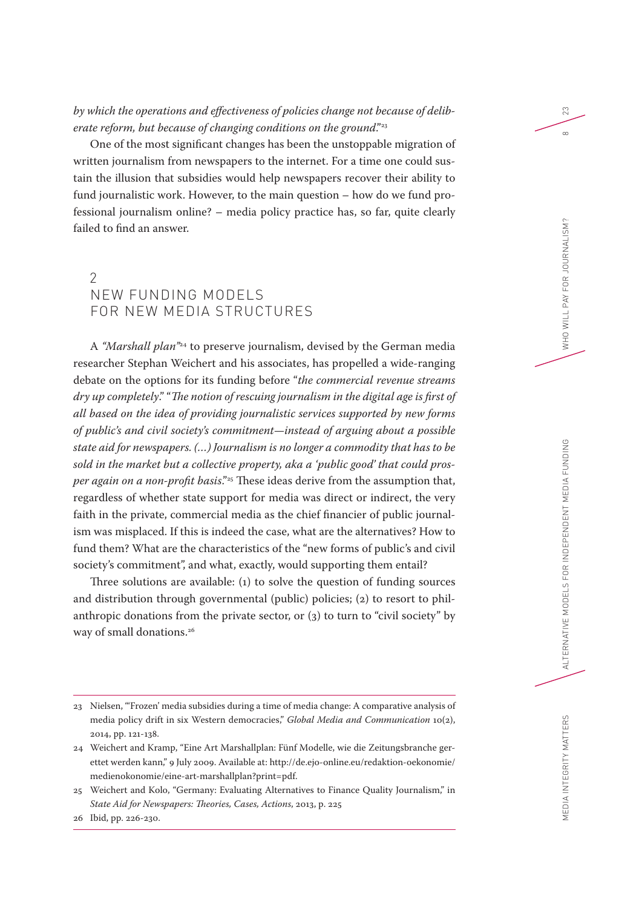*by which the operations and effectiveness of policies change not because of deliberate reform, but because of changing conditions on the ground*."[23]

One of the most significant changes has been the unstoppable migration of written journalism from newspapers to the internet. For a time one could sustain the illusion that subsidies would help newspapers recover their ability to fund journalistic work. However, to the main question – how do we fund professional journalism online? – media policy practice has, so far, quite clearly failed to find an answer.

## 2 NEW FUNDING MODELS FOR NEW MEDIA STRUCTURES

A *"Marshall plan"*[24] to preserve journalism, devised by the German media researcher Stephan Weichert and his associates, has propelled a wide-ranging debate on the options for its funding before "*the commercial revenue streams dry up completely*." "*The notion of rescuing journalism in the digital age is first of all based on the idea of providing journalistic services supported by new forms of public's and civil society's commitment—instead of arguing about a possible state aid for newspapers. (...) Journalism is no longer a commodity that has to be sold in the market but a collective property, aka a 'public good' that could prosper again on a non-profit basis*."[25] These ideas derive from the assumption that, regardless of whether state support for media was direct or indirect, the very faith in the private, commercial media as the chief financier of public journalism was misplaced. If this is indeed the case, what are the alternatives? How to fund them? What are the characteristics of the "new forms of public's and civil society's commitment", and what, exactly, would supporting them entail?

Three solutions are available: (1) to solve the question of funding sources and distribution through governmental (public) policies; (2) to resort to philanthropic donations from the private sector, or (3) to turn to "civil society" by way of small donations.[26]

---

23 Nielsen, "'Frozen' media subsidies during a time of media change: A comparative analysis of media policy drift in six Western democracies," *Global Media and Communication* 10(2), 2014, pp. 121-138.

24 Weichert and Kramp, "Eine Art Marshallplan: Fünf Modelle, wie die Zeitungsbranche gerettet werden kann," 9 July 2009. Available at: http://de.ejo-online.eu/redaktion-oekonomie/medienokonomie/eine-art-marshallplan?print=pdf.

25 Weichert and Kolo, "Germany: Evaluating Alternatives to Finance Quality Journalism," in *State Aid for Newspapers: Theories, Cases, Actions*, 2013, p. 225

26 Ibid, pp. 226-230.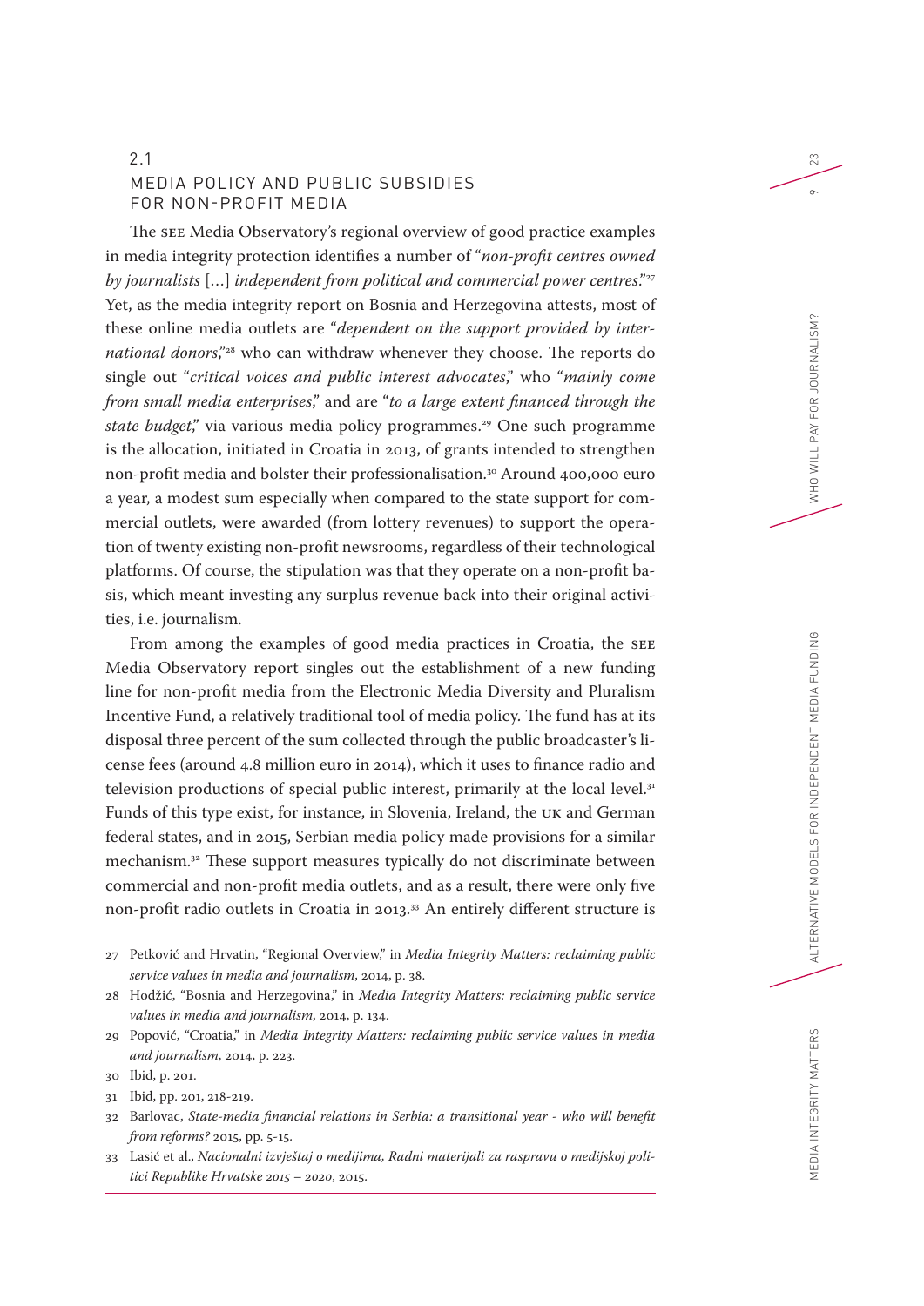## 2.1 MEDIA POLICY AND PUBLIC SUBSIDIES FOR NON-PROFIT MEDIA

The SEE Media Observatory's regional overview of good practice examples in media integrity protection identifies a number of "*non-profit centres owned by journalists* [...] *independent from political and commercial power centres*."[27] Yet, as the media integrity report on Bosnia and Herzegovina attests, most of these online media outlets are "*dependent on the support provided by international donors*,"[28] who can withdraw whenever they choose. The reports do single out "*critical voices and public interest advocates*," who "*mainly come from small media enterprises*," and are "*to a large extent financed through the state budget*," via various media policy programmes.[29] One such programme is the allocation, initiated in Croatia in 2013, of grants intended to strengthen non-profit media and bolster their professionalisation.[30] Around 400,000 euro a year, a modest sum especially when compared to the state support for commercial outlets, were awarded (from lottery revenues) to support the operation of twenty existing non-profit newsrooms, regardless of their technological platforms. Of course, the stipulation was that they operate on a non-profit basis, which meant investing any surplus revenue back into their original activities, i.e. journalism.

From among the examples of good media practices in Croatia, the SEE Media Observatory report singles out the establishment of a new funding line for non-profit media from the Electronic Media Diversity and Pluralism Incentive Fund, a relatively traditional tool of media policy. The fund has at its disposal three percent of the sum collected through the public broadcaster's license fees (around 4.8 million euro in 2014), which it uses to finance radio and television productions of special public interest, primarily at the local level.[31] Funds of this type exist, for instance, in Slovenia, Ireland, the UK and German federal states, and in 2015, Serbian media policy made provisions for a similar mechanism.[32] These support measures typically do not discriminate between commercial and non-profit media outlets, and as a result, there were only five non-profit radio outlets in Croatia in 2013.[33] An entirely different structure is

---

27 Petković and Hrvatin, "Regional Overview," in *Media Integrity Matters: reclaiming public service values in media and journalism*, 2014, p. 38.

28 Hodžić, "Bosnia and Herzegovina," in *Media Integrity Matters: reclaiming public service values in media and journalism*, 2014, p. 134.

29 Popović, "Croatia," in *Media Integrity Matters: reclaiming public service values in media and journalism*, 2014, p. 223.

30 Ibid, p. 201.

31 Ibid, pp. 201, 218-219.

32 Barlovac, *State-media financial relations in Serbia: a transitional year - who will benefit from reforms?* 2015, pp. 5-15.

33 Lasić et al., *Nacionalni izvještaj o medijima, Radni materijali za raspravu o medijskoj politici Republike Hrvatske 2015 – 2020*, 2015.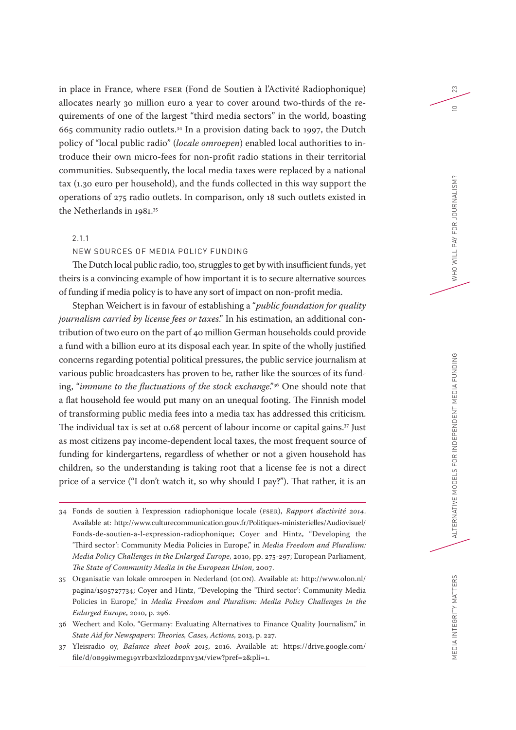in place in France, where FSER (Fond de Soutien à l'Activité Radiophonique) allocates nearly 30 million euro a year to cover around two-thirds of the requirements of one of the largest "third media sectors" in the world, boasting 665 community radio outlets.[34] In a provision dating back to 1997, the Dutch policy of "local public radio" (*locale omroepen*) enabled local authorities to introduce their own micro-fees for non-profit radio stations in their territorial communities. Subsequently, the local media taxes were replaced by a national tax (1.30 euro per household), and the funds collected in this way support the operations of 275 radio outlets. In comparison, only 18 such outlets existed in the Netherlands in 1981.[35]

### 2.1.1 NEW SOURCES OF MEDIA POLICY FUNDING

The Dutch local public radio, too, struggles to get by with insufficient funds, yet theirs is a convincing example of how important it is to secure alternative sources of funding if media policy is to have any sort of impact on non-profit media.

Stephan Weichert is in favour of establishing a "*public foundation for quality journalism carried by license fees or taxes*." In his estimation, an additional contribution of two euro on the part of 40 million German households could provide a fund with a billion euro at its disposal each year. In spite of the wholly justified concerns regarding potential political pressures, the public service journalism at various public broadcasters has proven to be, rather like the sources of its funding, "*immune to the fluctuations of the stock exchange*."[36] One should note that a flat household fee would put many on an unequal footing. The Finnish model of transforming public media fees into a media tax has addressed this criticism. The individual tax is set at 0.68 percent of labour income or capital gains.[37] Just as most citizens pay income-dependent local taxes, the most frequent source of funding for kindergartens, regardless of whether or not a given household has children, so the understanding is taking root that a license fee is not a direct price of a service ("I don't watch it, so why should I pay?"). That rather, it is an

---

34 Fonds de soutien à l'expression radiophonique locale (FSER), *Rapport d'activité 2014*. Available at: http://www.culturecommunication.gouv.fr/Politiques-ministerielles/Audiovisuel/Fonds-de-soutien-a-l-expression-radiophonique; Coyer and Hintz, "Developing the 'Third sector': Community Media Policies in Europe," in *Media Freedom and Pluralism: Media Policy Challenges in the Enlarged Europe*, 2010, pp. 275-297; European Parliament, *The State of Community Media in the European Union*, 2007.

35 Organisatie van lokale omroepen in Nederland (OLON). Available at: http://www.olon.nl/pagina/1505727734; Coyer and Hintz, "Developing the 'Third sector': Community Media Policies in Europe," in *Media Freedom and Pluralism: Media Policy Challenges in the Enlarged Europe*, 2010, p. 296.

36 Wechert and Kolo, "Germany: Evaluating Alternatives to Finance Quality Journalism," in *State Aid for Newspapers: Theories, Cases, Actions*, 2013, p. 227.

37 Yleisradio oy, *Balance sheet book 2015*, 2016. Available at: https://drive.google.com/file/d/0B99iwmeg19YFb2NlzlozdEpnY3M/view?pref=2&pli=1.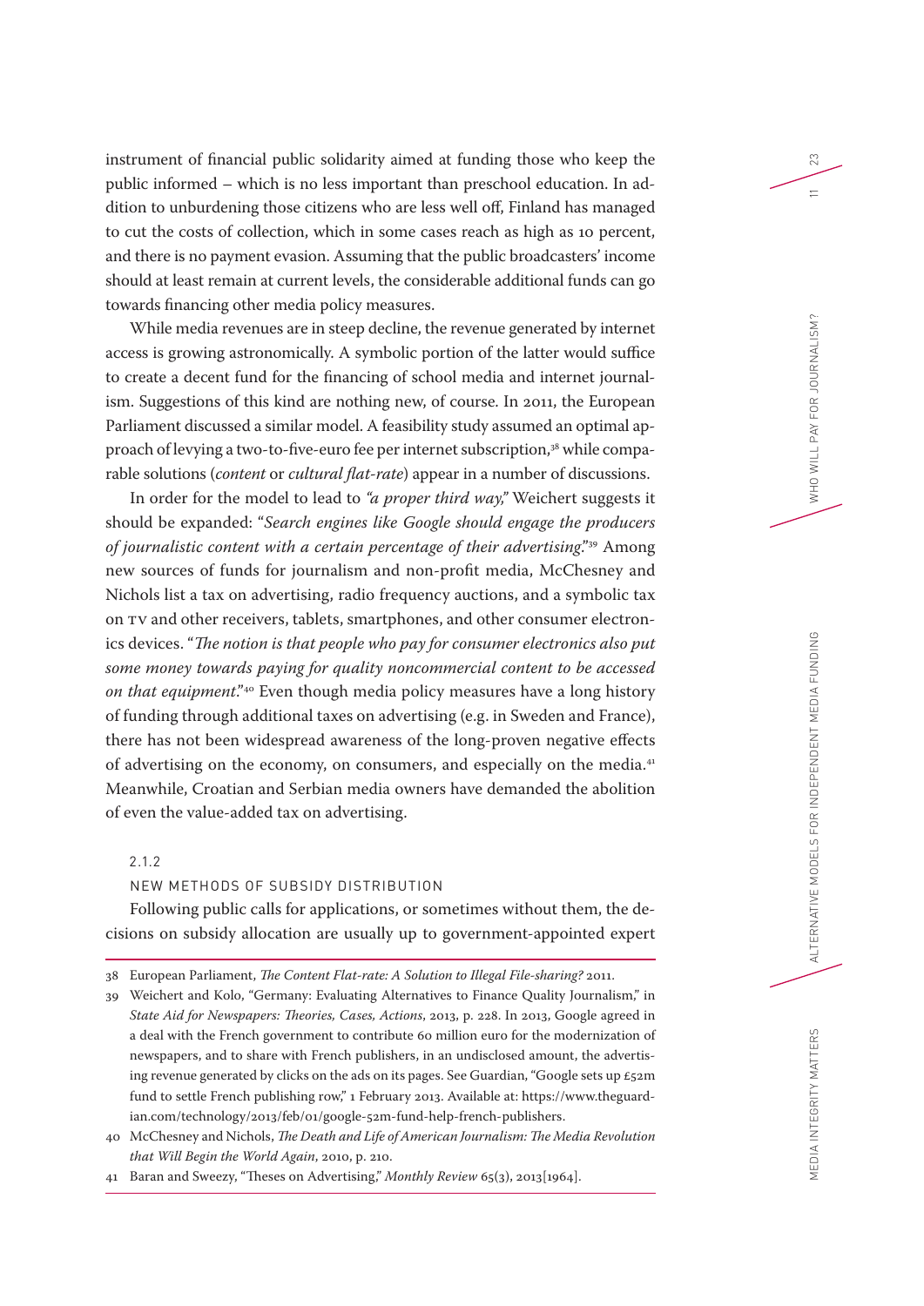instrument of financial public solidarity aimed at funding those who keep the public informed – which is no less important than preschool education. In addition to unburdening those citizens who are less well off, Finland has managed to cut the costs of collection, which in some cases reach as high as 10 percent, and there is no payment evasion. Assuming that the public broadcasters' income should at least remain at current levels, the considerable additional funds can go towards financing other media policy measures.

While media revenues are in steep decline, the revenue generated by internet access is growing astronomically. A symbolic portion of the latter would suffice to create a decent fund for the financing of school media and internet journalism. Suggestions of this kind are nothing new, of course. In 2011, the European Parliament discussed a similar model. A feasibility study assumed an optimal approach of levying a two-to-five-euro fee per internet subscription,[38] while comparable solutions (*content* or *cultural flat-rate*) appear in a number of discussions.

In order for the model to lead to *"a proper third way,"* Weichert suggests it should be expanded: "*Search engines like Google should engage the producers of journalistic content with a certain percentage of their advertising.*"[39] Among new sources of funds for journalism and non-profit media, McChesney and Nichols list a tax on advertising, radio frequency auctions, and a symbolic tax on TV and other receivers, tablets, smartphones, and other consumer electronics devices. "*The notion is that people who pay for consumer electronics also put some money towards paying for quality noncommercial content to be accessed on that equipment.*"[40] Even though media policy measures have a long history of funding through additional taxes on advertising (e.g. in Sweden and France), there has not been widespread awareness of the long-proven negative effects of advertising on the economy, on consumers, and especially on the media.[41] Meanwhile, Croatian and Serbian media owners have demanded the abolition of even the value-added tax on advertising.

### 2.1.2 NEW METHODS OF SUBSIDY DISTRIBUTION

Following public calls for applications, or sometimes without them, the decisions on subsidy allocation are usually up to government-appointed expert

---

38 European Parliament, *The Content Flat-rate: A Solution to Illegal File-sharing?* 2011.

39 Weichert and Kolo, "Germany: Evaluating Alternatives to Finance Quality Journalism," in *State Aid for Newspapers: Theories, Cases, Actions*, 2013, p. 228. In 2013, Google agreed in a deal with the French government to contribute 60 million euro for the modernization of newspapers, and to share with French publishers, in an undisclosed amount, the advertising revenue generated by clicks on the ads on its pages. See Guardian, "Google sets up £52m fund to settle French publishing row," 1 February 2013. Available at: https://www.theguardian.com/technology/2013/feb/01/google-52m-fund-help-french-publishers.

40 McChesney and Nichols, *The Death and Life of American Journalism: The Media Revolution that Will Begin the World Again*, 2010, p. 210.

41 Baran and Sweezy, "Theses on Advertising," *Monthly Review* 65(3), 2013[1964].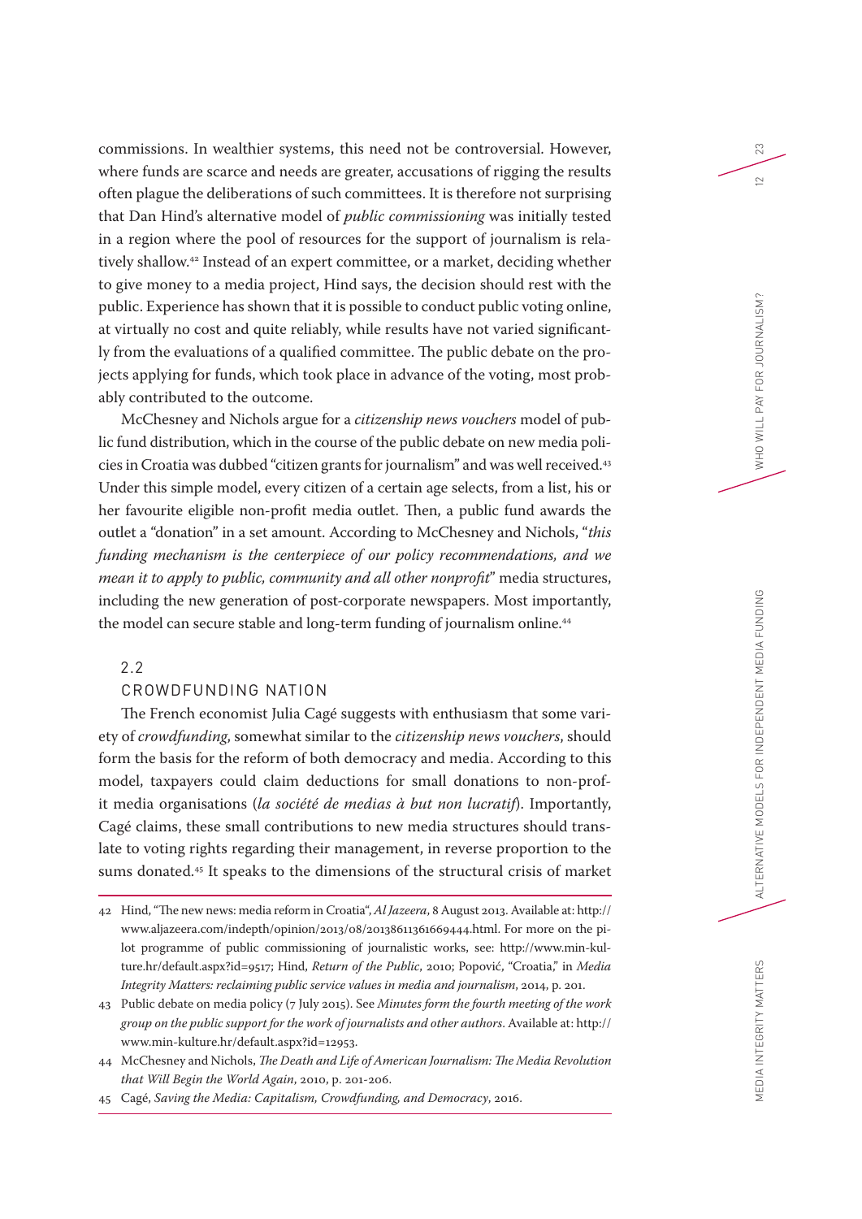commissions. In wealthier systems, this need not be controversial. However, where funds are scarce and needs are greater, accusations of rigging the results often plague the deliberations of such committees. It is therefore not surprising that Dan Hind's alternative model of *public commissioning* was initially tested in a region where the pool of resources for the support of journalism is relatively shallow.[42] Instead of an expert committee, or a market, deciding whether to give money to a media project, Hind says, the decision should rest with the public. Experience has shown that it is possible to conduct public voting online, at virtually no cost and quite reliably, while results have not varied significantly from the evaluations of a qualified committee. The public debate on the projects applying for funds, which took place in advance of the voting, most probably contributed to the outcome.

McChesney and Nichols argue for a *citizenship news vouchers* model of public fund distribution, which in the course of the public debate on new media policies in Croatia was dubbed "citizen grants for journalism" and was well received.[43] Under this simple model, every citizen of a certain age selects, from a list, his or her favourite eligible non-profit media outlet. Then, a public fund awards the outlet a "donation" in a set amount. According to McChesney and Nichols, "*this funding mechanism is the centerpiece of our policy recommendations, and we mean it to apply to public, community and all other nonprofit*" media structures, including the new generation of post-corporate newspapers. Most importantly, the model can secure stable and long-term funding of journalism online.[44]

## 2.2 CROWDFUNDING NATION

The French economist Julia Cagé suggests with enthusiasm that some variety of *crowdfunding*, somewhat similar to the *citizenship news vouchers*, should form the basis for the reform of both democracy and media. According to this model, taxpayers could claim deductions for small donations to non-profit media organisations (*la société de medias à but non lucratif*). Importantly, Cagé claims, these small contributions to new media structures should translate to voting rights regarding their management, in reverse proportion to the sums donated.[45] It speaks to the dimensions of the structural crisis of market

---

42 Hind, "The new news: media reform in Croatia", *Al Jazeera*, 8 August 2013. Available at: http://www.aljazeera.com/indepth/opinion/2013/08/20138611361669444.html. For more on the pilot programme of public commissioning of journalistic works, see: http://www.min-kulture.hr/default.aspx?id=9517; Hind, *Return of the Public*, 2010; Popović, "Croatia," in *Media Integrity Matters: reclaiming public service values in media and journalism*, 2014, p. 201.

43 Public debate on media policy (7 July 2015). See *Minutes form the fourth meeting of the work group on the public support for the work of journalists and other authors*. Available at: http://www.min-kulture.hr/default.aspx?id=12953.

44 McChesney and Nichols, *The Death and Life of American Journalism: The Media Revolution that Will Begin the World Again*, 2010, p. 201-206.

45 Cagé, *Saving the Media: Capitalism, Crowdfunding, and Democracy*, 2016.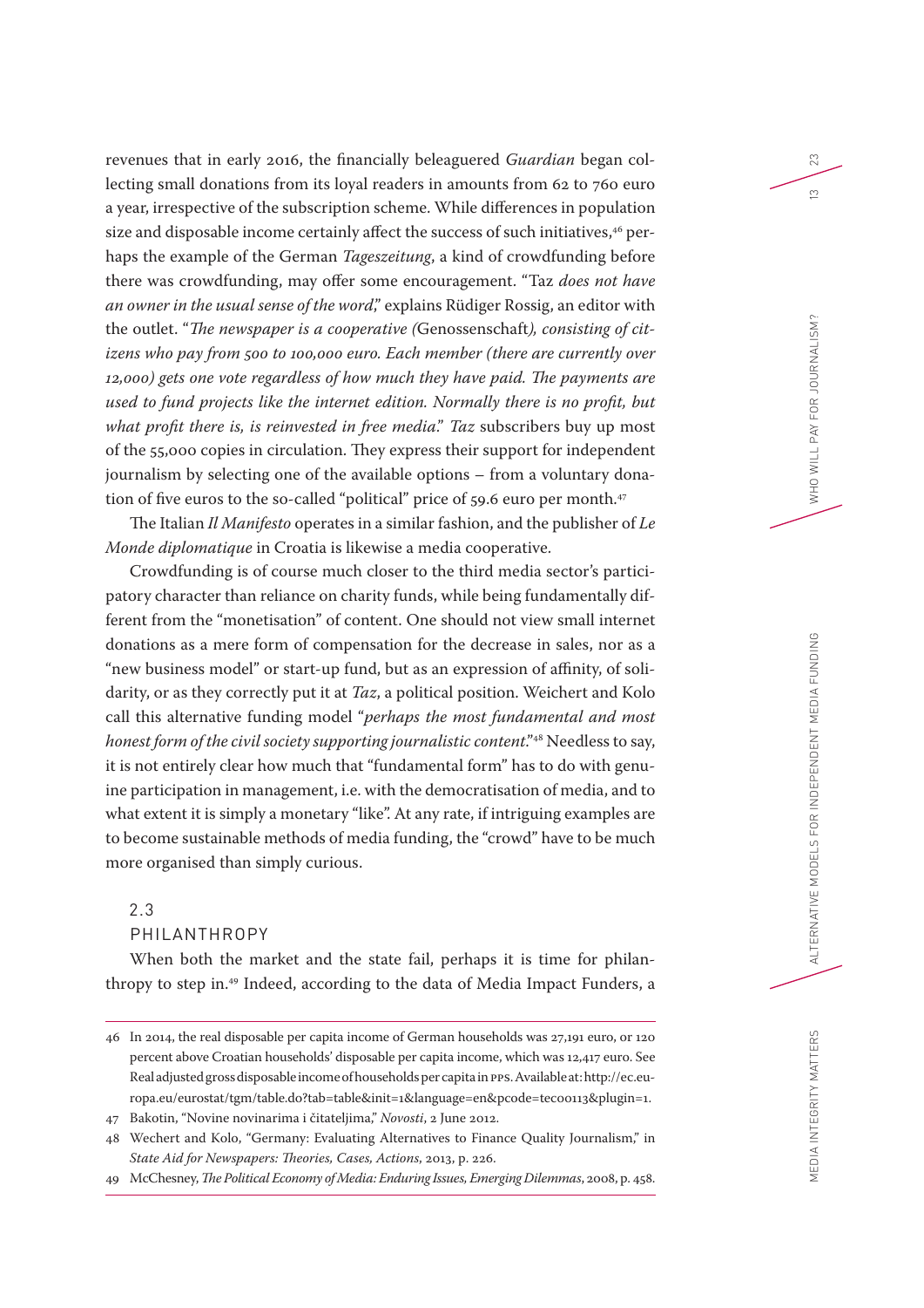revenues that in early 2016, the financially beleaguered *Guardian* began collecting small donations from its loyal readers in amounts from 62 to 760 euro a year, irrespective of the subscription scheme. While differences in population size and disposable income certainly affect the success of such initiatives,[46] perhaps the example of the German *Tageszeitung*, a kind of crowdfunding before there was crowdfunding, may offer some encouragement. "Taz *does not have an owner in the usual sense of the word*," explains Rüdiger Rossig, an editor with the outlet. "*The newspaper is a cooperative (*Genossenschaft*), consisting of citizens who pay from 500 to 100,000 euro. Each member (there are currently over 12,000) gets one vote regardless of how much they have paid. The payments are used to fund projects like the internet edition. Normally there is no profit, but what profit there is, is reinvested in free media*." *Taz* subscribers buy up most of the 55,000 copies in circulation. They express their support for independent journalism by selecting one of the available options – from a voluntary donation of five euros to the so-called "political" price of 59.6 euro per month.[47]

The Italian *Il Manifesto* operates in a similar fashion, and the publisher of *Le Monde diplomatique* in Croatia is likewise a media cooperative.

Crowdfunding is of course much closer to the third media sector's participatory character than reliance on charity funds, while being fundamentally different from the "monetisation" of content. One should not view small internet donations as a mere form of compensation for the decrease in sales, nor as a "new business model" or start-up fund, but as an expression of affinity, of solidarity, or as they correctly put it at *Taz*, a political position. Weichert and Kolo call this alternative funding model "*perhaps the most fundamental and most honest form of the civil society supporting journalistic content*."[48] Needless to say, it is not entirely clear how much that "fundamental form" has to do with genuine participation in management, i.e. with the democratisation of media, and to what extent it is simply a monetary "like". At any rate, if intriguing examples are to become sustainable methods of media funding, the "crowd" have to be much more organised than simply curious.

## 2.3 PHILANTHROPY

When both the market and the state fail, perhaps it is time for philanthropy to step in.[49] Indeed, according to the data of Media Impact Funders, a

---

46 In 2014, the real disposable per capita income of German households was 27,191 euro, or 120 percent above Croatian households' disposable per capita income, which was 12,417 euro. See Real adjusted gross disposable income of households per capita in PPS. Available at: http://ec.europa.eu/eurostat/tgm/table.do?tab=table&init=1&language=en&pcode=tec00113&plugin=1.

47 Bakotin, "Novine novinarima i čitateljima," *Novosti*, 2 June 2012.

48 Wechert and Kolo, "Germany: Evaluating Alternatives to Finance Quality Journalism," in *State Aid for Newspapers: Theories, Cases, Actions*, 2013, p. 226.

49 McChesney, *The Political Economy of Media: Enduring Issues, Emerging Dilemmas*, 2008, p. 458.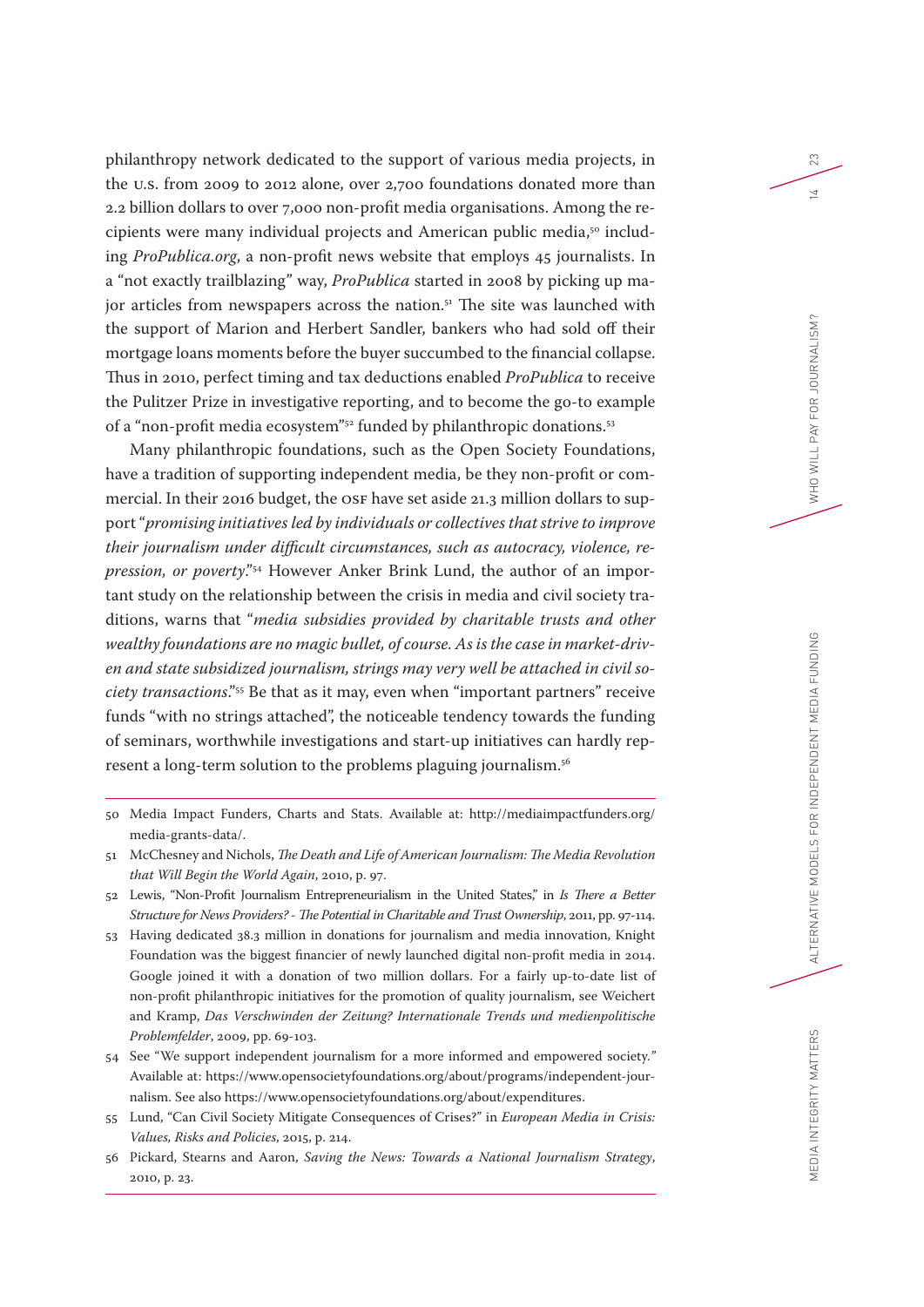philanthropy network dedicated to the support of various media projects, in the U.S. from 2009 to 2012 alone, over 2,700 foundations donated more than 2.2 billion dollars to over 7,000 non-profit media organisations. Among the recipients were many individual projects and American public media,[50] including *ProPublica.org*, a non-profit news website that employs 45 journalists. In a "not exactly trailblazing" way, *ProPublica* started in 2008 by picking up major articles from newspapers across the nation.[51] The site was launched with the support of Marion and Herbert Sandler, bankers who had sold off their mortgage loans moments before the buyer succumbed to the financial collapse. Thus in 2010, perfect timing and tax deductions enabled *ProPublica* to receive the Pulitzer Prize in investigative reporting, and to become the go-to example of a "non-profit media ecosystem"[52] funded by philanthropic donations.[53]

Many philanthropic foundations, such as the Open Society Foundations, have a tradition of supporting independent media, be they non-profit or commercial. In their 2016 budget, the OSF have set aside 21.3 million dollars to support "*promising initiatives led by individuals or collectives that strive to improve their journalism under difficult circumstances, such as autocracy, violence, repression, or poverty*."[54] However Anker Brink Lund, the author of an important study on the relationship between the crisis in media and civil society traditions, warns that "*media subsidies provided by charitable trusts and other wealthy foundations are no magic bullet, of course. As is the case in market-driven and state subsidized journalism, strings may very well be attached in civil society transactions*."[55] Be that as it may, even when "important partners" receive funds "with no strings attached", the noticeable tendency towards the funding of seminars, worthwhile investigations and start-up initiatives can hardly represent a long-term solution to the problems plaguing journalism.[56]

---

50 Media Impact Funders, Charts and Stats. Available at: http://mediaimpactfunders.org/media-grants-data/.

51 McChesney and Nichols, *The Death and Life of American Journalism: The Media Revolution that Will Begin the World Again*, 2010, p. 97.

52 Lewis, "Non-Profit Journalism Entrepreneurialism in the United States," in *Is There a Better Structure for News Providers? - The Potential in Charitable and Trust Ownership*, 2011, pp. 97-114.

53 Having dedicated 38.3 million in donations for journalism and media innovation, Knight Foundation was the biggest financier of newly launched digital non-profit media in 2014. Google joined it with a donation of two million dollars. For a fairly up-to-date list of non-profit philanthropic initiatives for the promotion of quality journalism, see Weichert and Kramp, *Das Verschwinden der Zeitung? Internationale Trends und medienpolitische Problemfelder*, 2009, pp. 69-103.

54 See "We support independent journalism for a more informed and empowered society." Available at: https://www.opensocietyfoundations.org/about/programs/independent-journalism. See also https://www.opensocietyfoundations.org/about/expenditures.

55 Lund, "Can Civil Society Mitigate Consequences of Crises?" in *European Media in Crisis: Values, Risks and Policies*, 2015, p. 214.

56 Pickard, Stearns and Aaron, *Saving the News: Towards a National Journalism Strategy*, 2010, p. 23.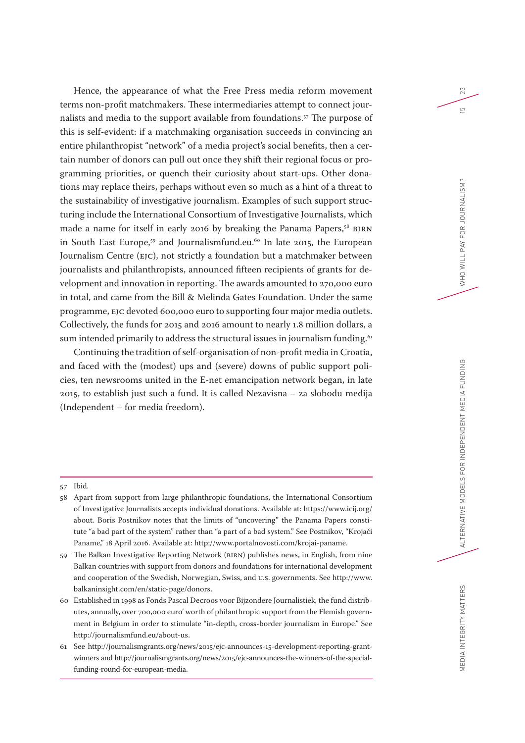Hence, the appearance of what the Free Press media reform movement terms non-profit matchmakers. These intermediaries attempt to connect journalists and media to the support available from foundations.[57] The purpose of this is self-evident: if a matchmaking organisation succeeds in convincing an entire philanthropist "network" of a media project's social benefits, then a certain number of donors can pull out once they shift their regional focus or programming priorities, or quench their curiosity about start-ups. Other donations may replace theirs, perhaps without even so much as a hint of a threat to the sustainability of investigative journalism. Examples of such support structuring include the International Consortium of Investigative Journalists, which made a name for itself in early 2016 by breaking the Panama Papers,[58] BIRN in South East Europe,[59] and Journalismfund.eu.[60] In late 2015, the European Journalism Centre (EJC), not strictly a foundation but a matchmaker between journalists and philanthropists, announced fifteen recipients of grants for development and innovation in reporting. The awards amounted to 270,000 euro in total, and came from the Bill & Melinda Gates Foundation. Under the same programme, EJC devoted 600,000 euro to supporting four major media outlets. Collectively, the funds for 2015 and 2016 amount to nearly 1.8 million dollars, a sum intended primarily to address the structural issues in journalism funding.[61]

Continuing the tradition of self-organisation of non-profit media in Croatia, and faced with the (modest) ups and (severe) downs of public support policies, ten newsrooms united in the E-net emancipation network began, in late 2015, to establish just such a fund. It is called Nezavisna – za slobodu medija (Independent – for media freedom).

---

57 Ibid.

58 Apart from support from large philanthropic foundations, the International Consortium of Investigative Journalists accepts individual donations. Available at: https://www.icij.org/about. Boris Postnikov notes that the limits of "uncovering" the Panama Papers constitute "a bad part of the system" rather than "a part of a bad system." See Postnikov, "Krojači Paname," 18 April 2016. Available at: http://www.portalnovosti.com/krojai-paname.

59 The Balkan Investigative Reporting Network (BIRN) publishes news, in English, from nine Balkan countries with support from donors and foundations for international development and cooperation of the Swedish, Norwegian, Swiss, and U.S. governments. See http://www.balkaninsight.com/en/static-page/donors.

60 Established in 1998 as Fonds Pascal Decroos voor Bijzondere Journalistiek, the fund distributes, annually, over 700,000 euro' worth of philanthropic support from the Flemish government in Belgium in order to stimulate "in-depth, cross-border journalism in Europe." See http://journalismfund.eu/about-us.

61 See http://journalismgrants.org/news/2015/ejc-announces-15-development-reporting-grant-winners and http://journalismgrants.org/news/2015/ejc-announces-the-winners-of-the-special-funding-round-for-european-media.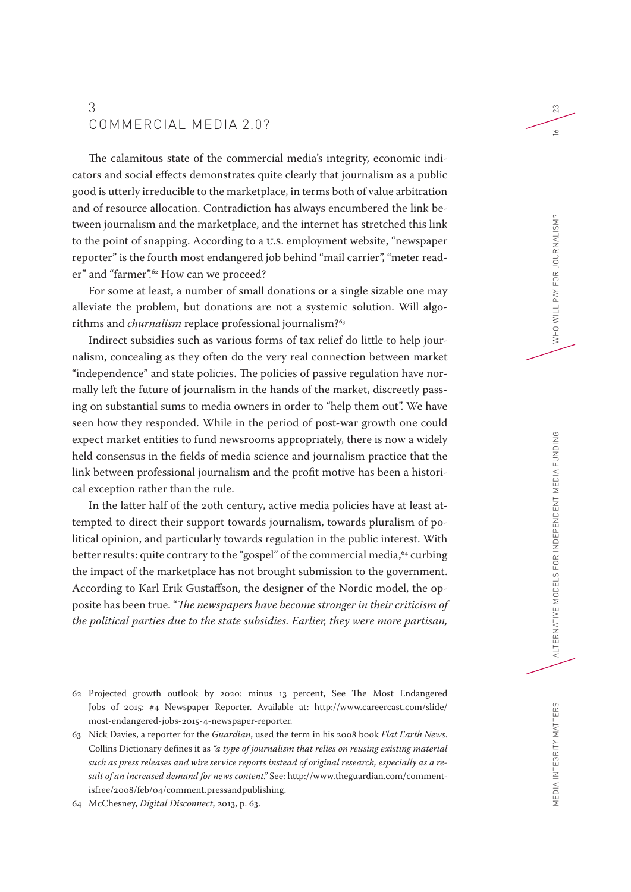## 3 COMMERCIAL MEDIA 2.0?

The calamitous state of the commercial media's integrity, economic indicators and social effects demonstrates quite clearly that journalism as a public good is utterly irreducible to the marketplace, in terms both of value arbitration and of resource allocation. Contradiction has always encumbered the link between journalism and the marketplace, and the internet has stretched this link to the point of snapping. According to a U.S. employment website, "newspaper reporter" is the fourth most endangered job behind "mail carrier", "meter reader" and "farmer".[62] How can we proceed?

For some at least, a number of small donations or a single sizable one may alleviate the problem, but donations are not a systemic solution. Will algorithms and *churnalism* replace professional journalism?[63]

Indirect subsidies such as various forms of tax relief do little to help journalism, concealing as they often do the very real connection between market "independence" and state policies. The policies of passive regulation have normally left the future of journalism in the hands of the market, discreetly passing on substantial sums to media owners in order to "help them out". We have seen how they responded. While in the period of post-war growth one could expect market entities to fund newsrooms appropriately, there is now a widely held consensus in the fields of media science and journalism practice that the link between professional journalism and the profit motive has been a historical exception rather than the rule.

In the latter half of the 20th century, active media policies have at least attempted to direct their support towards journalism, towards pluralism of political opinion, and particularly towards regulation in the public interest. With better results: quite contrary to the "gospel" of the commercial media,[64] curbing the impact of the marketplace has not brought submission to the government. According to Karl Erik Gustaffson, the designer of the Nordic model, the opposite has been true. "*The newspapers have become stronger in their criticism of the political parties due to the state subsidies. Earlier, they were more partisan,*

---

62 Projected growth outlook by 2020: minus 13 percent, See The Most Endangered Jobs of 2015: #4 Newspaper Reporter. Available at: http://www.careercast.com/slide/most-endangered-jobs-2015-4-newspaper-reporter.

63 Nick Davies, a reporter for the *Guardian*, used the term in his 2008 book *Flat Earth News*. Collins Dictionary defines it as *"a type of journalism that relies on reusing existing material such as press releases and wire service reports instead of original research, especially as a result of an increased demand for news content."* See: http://www.theguardian.com/commentisfree/2008/feb/04/comment.pressandpublishing.

64 McChesney, *Digital Disconnect*, 2013, p. 63.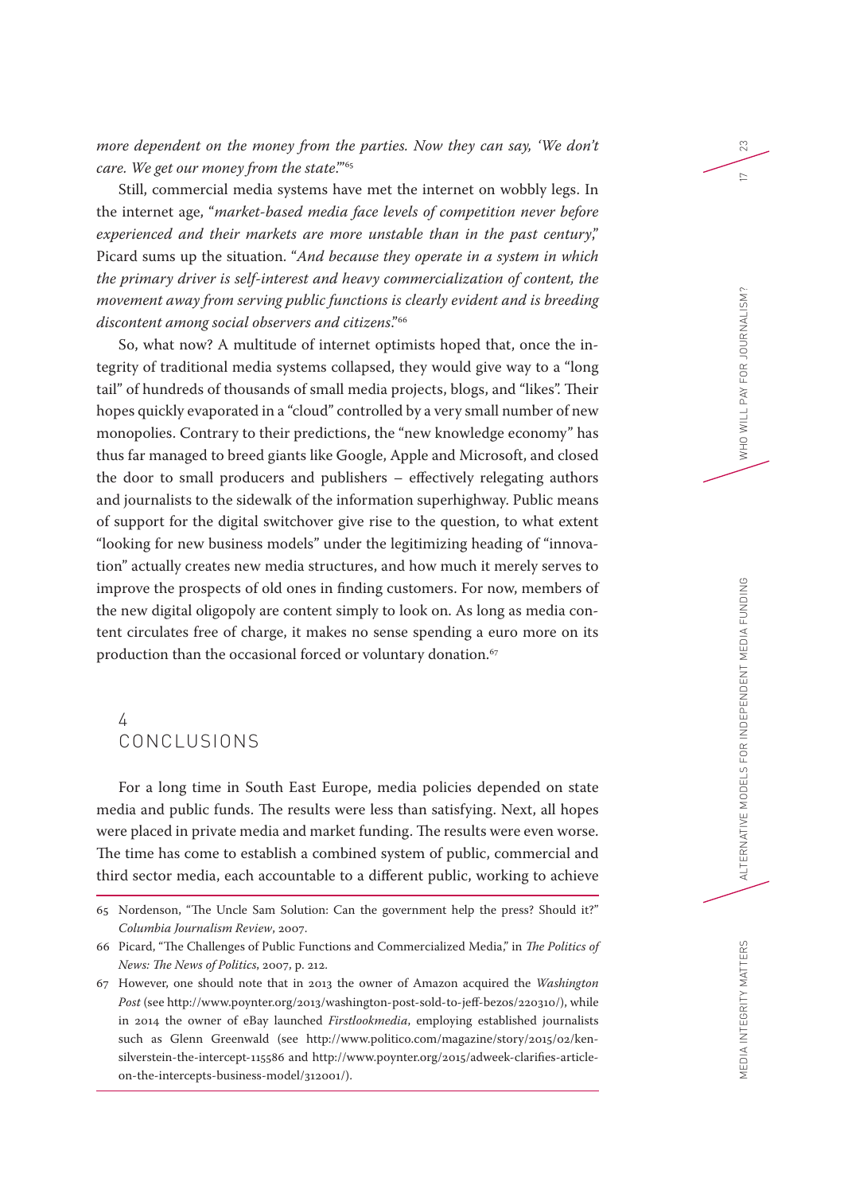*more dependent on the money from the parties. Now they can say, 'We don't care. We get our money from the state.'*"[65]

Still, commercial media systems have met the internet on wobbly legs. In the internet age, "*market-based media face levels of competition never before experienced and their markets are more unstable than in the past century*," Picard sums up the situation. "*And because they operate in a system in which the primary driver is self-interest and heavy commercialization of content, the movement away from serving public functions is clearly evident and is breeding discontent among social observers and citizens*."[66]

So, what now? A multitude of internet optimists hoped that, once the integrity of traditional media systems collapsed, they would give way to a "long tail" of hundreds of thousands of small media projects, blogs, and "likes". Their hopes quickly evaporated in a "cloud" controlled by a very small number of new monopolies. Contrary to their predictions, the "new knowledge economy" has thus far managed to breed giants like Google, Apple and Microsoft, and closed the door to small producers and publishers – effectively relegating authors and journalists to the sidewalk of the information superhighway. Public means of support for the digital switchover give rise to the question, to what extent "looking for new business models" under the legitimizing heading of "innovation" actually creates new media structures, and how much it merely serves to improve the prospects of old ones in finding customers. For now, members of the new digital oligopoly are content simply to look on. As long as media content circulates free of charge, it makes no sense spending a euro more on its production than the occasional forced or voluntary donation.[67]

## 4 CONCLUSIONS

For a long time in South East Europe, media policies depended on state media and public funds. The results were less than satisfying. Next, all hopes were placed in private media and market funding. The results were even worse. The time has come to establish a combined system of public, commercial and third sector media, each accountable to a different public, working to achieve

---

65 Nordenson, "The Uncle Sam Solution: Can the government help the press? Should it?" *Columbia Journalism Review*, 2007.

66 Picard, "The Challenges of Public Functions and Commercialized Media," in *The Politics of News: The News of Politics*, 2007, p. 212.

67 However, one should note that in 2013 the owner of Amazon acquired the *Washington Post* (see http://www.poynter.org/2013/washington-post-sold-to-jeff-bezos/220310/), while in 2014 the owner of eBay launched *Firstlookmedia*, employing established journalists such as Glenn Greenwald (see http://www.politico.com/magazine/story/2015/02/ken-silverstein-the-intercept-115586 and http://www.poynter.org/2015/adweek-clarifies-article-on-the-intercepts-business-model/312001/).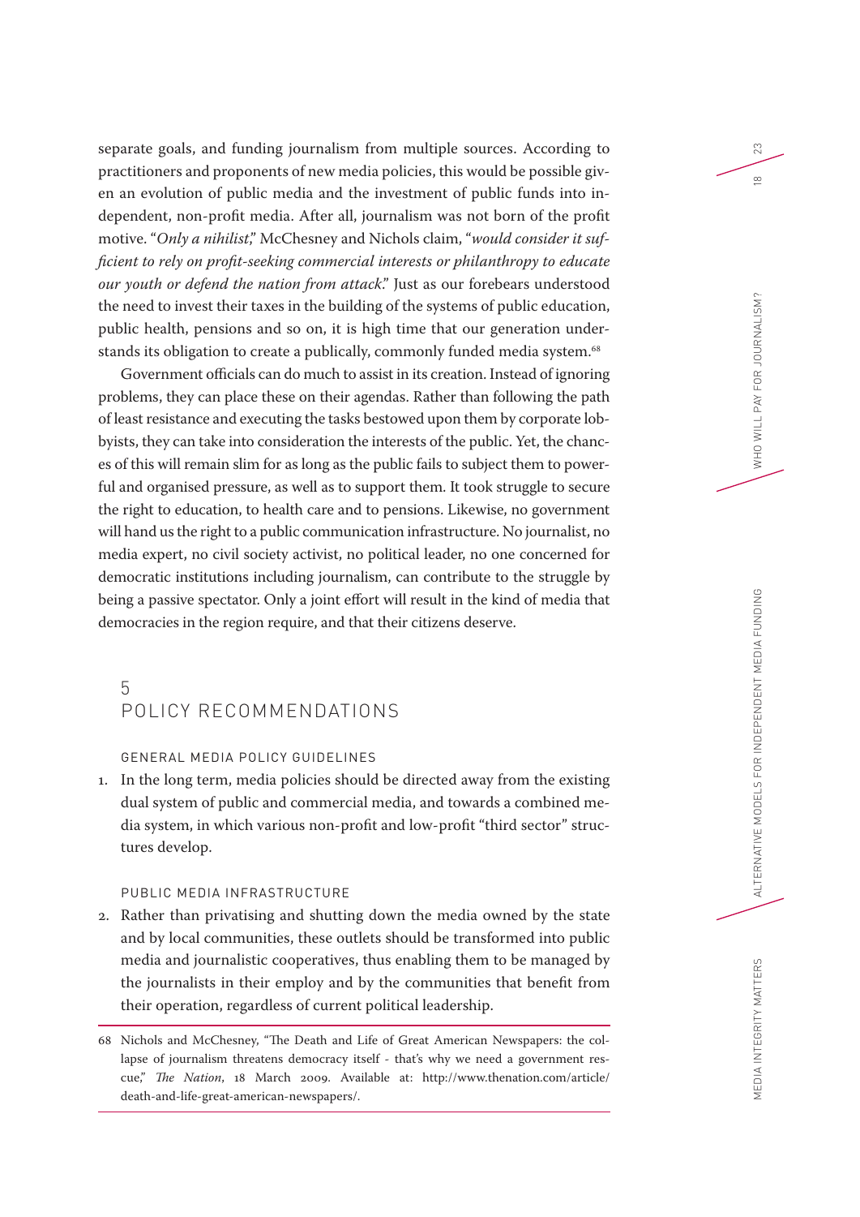separate goals, and funding journalism from multiple sources. According to practitioners and proponents of new media policies, this would be possible given an evolution of public media and the investment of public funds into independent, non-profit media. After all, journalism was not born of the profit motive. "*Only a nihilist*," McChesney and Nichols claim, "*would consider it sufficient to rely on profit-seeking commercial interests or philanthropy to educate our youth or defend the nation from attack*." Just as our forebears understood the need to invest their taxes in the building of the systems of public education, public health, pensions and so on, it is high time that our generation understands its obligation to create a publically, commonly funded media system.[68]

Government officials can do much to assist in its creation. Instead of ignoring problems, they can place these on their agendas. Rather than following the path of least resistance and executing the tasks bestowed upon them by corporate lobbyists, they can take into consideration the interests of the public. Yet, the chances of this will remain slim for as long as the public fails to subject them to powerful and organised pressure, as well as to support them. It took struggle to secure the right to education, to health care and to pensions. Likewise, no government will hand us the right to a public communication infrastructure. No journalist, no media expert, no civil society activist, no political leader, no one concerned for democratic institutions including journalism, can contribute to the struggle by being a passive spectator. Only a joint effort will result in the kind of media that democracies in the region require, and that their citizens deserve.

## 5 POLICY RECOMMENDATIONS

### GENERAL MEDIA POLICY GUIDELINES

1. In the long term, media policies should be directed away from the existing dual system of public and commercial media, and towards a combined media system, in which various non-profit and low-profit "third sector" structures develop.

### PUBLIC MEDIA INFRASTRUCTURE

2. Rather than privatising and shutting down the media owned by the state and by local communities, these outlets should be transformed into public media and journalistic cooperatives, thus enabling them to be managed by the journalists in their employ and by the communities that benefit from their operation, regardless of current political leadership.

---

68 Nichols and McChesney, "The Death and Life of Great American Newspapers: the collapse of journalism threatens democracy itself - that's why we need a government rescue," *The Nation*, 18 March 2009. Available at: http://www.thenation.com/article/death-and-life-great-american-newspapers/.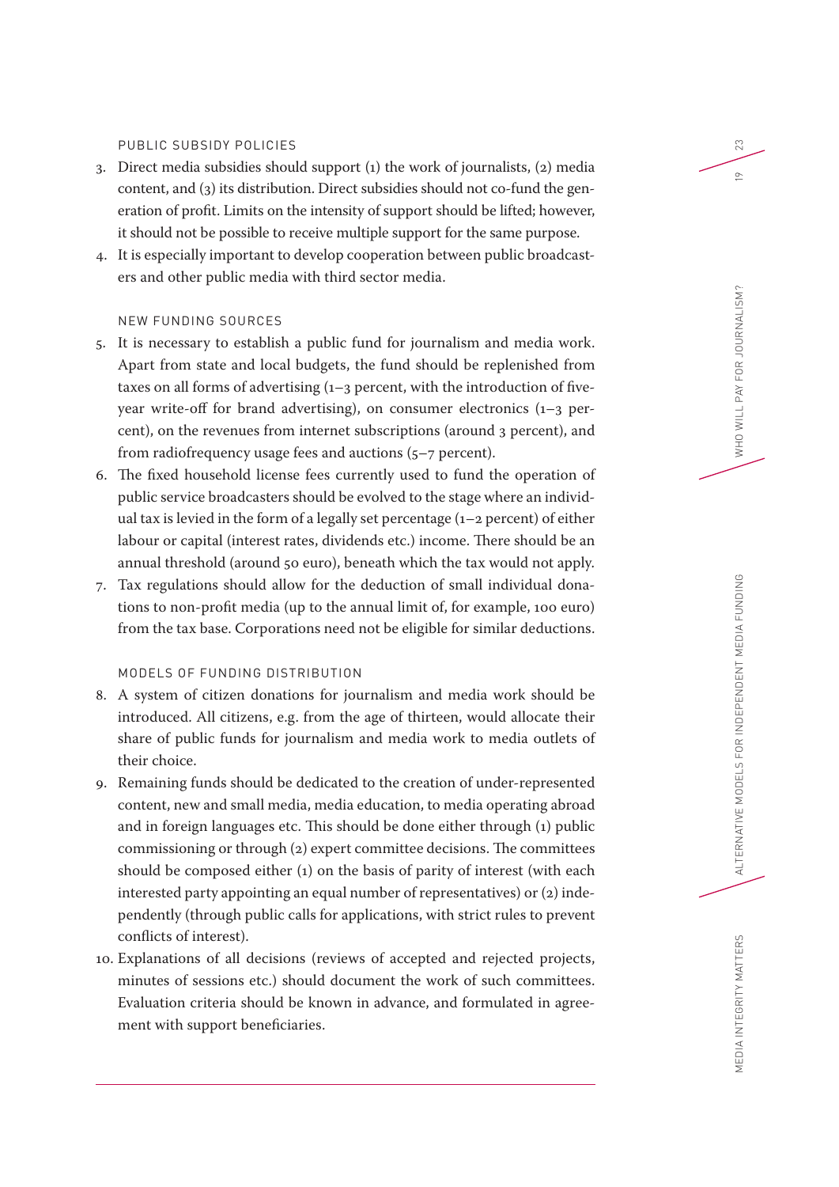### PUBLIC SUBSIDY POLICIES

3. Direct media subsidies should support (1) the work of journalists, (2) media content, and (3) its distribution. Direct subsidies should not co-fund the generation of profit. Limits on the intensity of support should be lifted; however, it should not be possible to receive multiple support for the same purpose.
4. It is especially important to develop cooperation between public broadcasters and other public media with third sector media.

### NEW FUNDING SOURCES

5. It is necessary to establish a public fund for journalism and media work. Apart from state and local budgets, the fund should be replenished from taxes on all forms of advertising (1–3 percent, with the introduction of five-year write-off for brand advertising), on consumer electronics (1–3 percent), on the revenues from internet subscriptions (around 3 percent), and from radiofrequency usage fees and auctions (5–7 percent).
6. The fixed household license fees currently used to fund the operation of public service broadcasters should be evolved to the stage where an individual tax is levied in the form of a legally set percentage (1–2 percent) of either labour or capital (interest rates, dividends etc.) income. There should be an annual threshold (around 50 euro), beneath which the tax would not apply.
7. Tax regulations should allow for the deduction of small individual donations to non-profit media (up to the annual limit of, for example, 100 euro) from the tax base. Corporations need not be eligible for similar deductions.

### MODELS OF FUNDING DISTRIBUTION

8. A system of citizen donations for journalism and media work should be introduced. All citizens, e.g. from the age of thirteen, would allocate their share of public funds for journalism and media work to media outlets of their choice.
9. Remaining funds should be dedicated to the creation of under-represented content, new and small media, media education, to media operating abroad and in foreign languages etc. This should be done either through (1) public commissioning or through (2) expert committee decisions. The committees should be composed either (1) on the basis of parity of interest (with each interested party appointing an equal number of representatives) or (2) independently (through public calls for applications, with strict rules to prevent conflicts of interest).
10. Explanations of all decisions (reviews of accepted and rejected projects, minutes of sessions etc.) should document the work of such committees. Evaluation criteria should be known in advance, and formulated in agreement with support beneficiaries.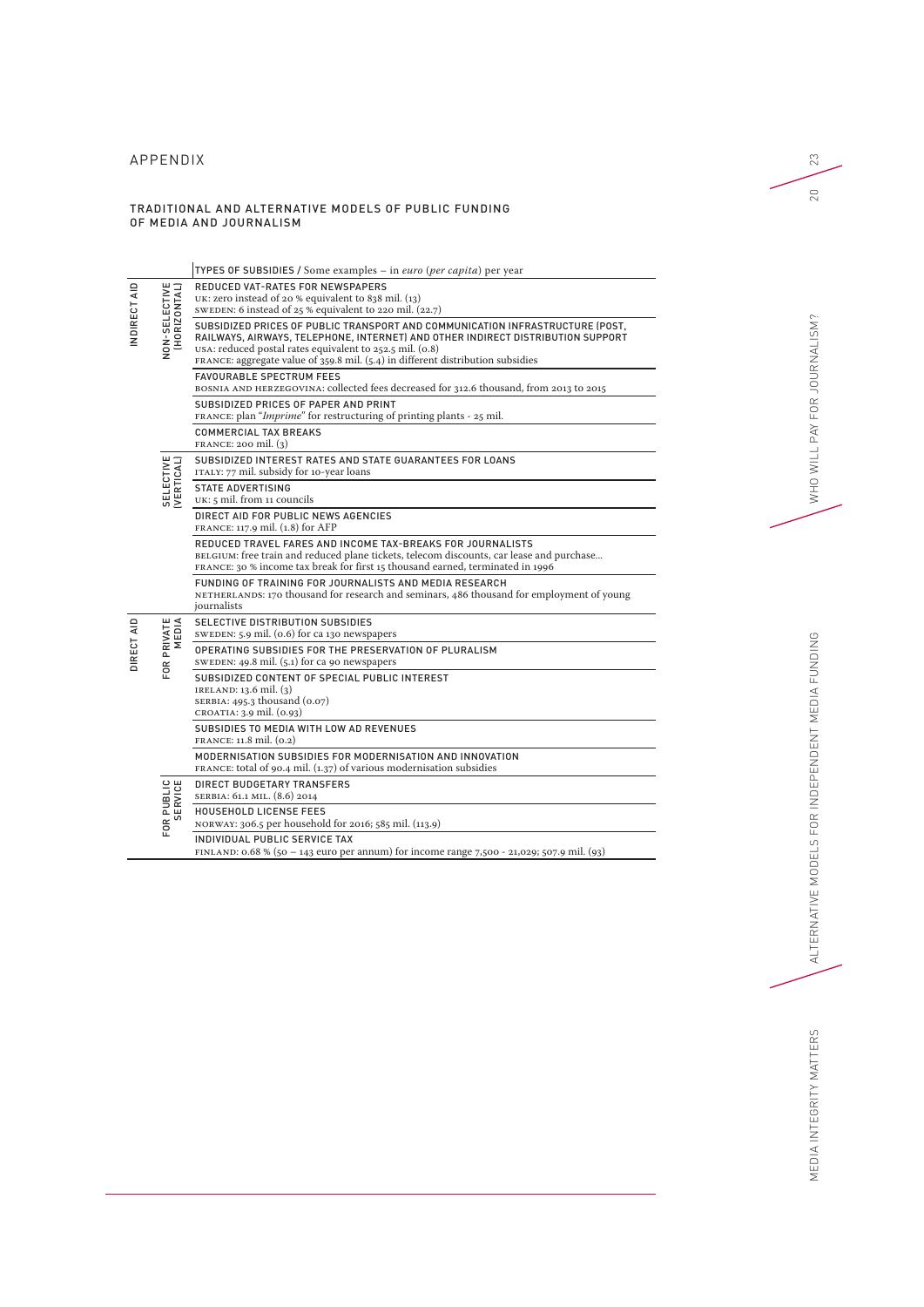# APPENDIX

## TRADITIONAL AND ALTERNATIVE MODELS OF PUBLIC FUNDING OF MEDIA AND JOURNALISM

| | | TYPES OF SUBSIDIES / Some examples – in *euro* (*per capita*) per year |
|---|---|---|
| INDIRECT AID | NON-SELECTIVE (HORIZONTAL) | REDUCED VAT-RATES FOR NEWSPAPERS<br>UK: zero instead of 20 % equivalent to 838 mil. (13)<br>SWEDEN: 6 instead of 25 % equivalent to 220 mil. (22.7) |
| | | SUBSIDIZED PRICES OF PUBLIC TRANSPORT AND COMMUNICATION INFRASTRUCTURE (POST, RAILWAYS, AIRWAYS, TELEPHONE, INTERNET) AND OTHER INDIRECT DISTRIBUTION SUPPORT<br>USA: reduced postal rates equivalent to 252.5 mil. (0.8)<br>FRANCE: aggregate value of 359.8 mil. (5.4) in different distribution subsidies |
| | | FAVOURABLE SPECTRUM FEES<br>BOSNIA AND HERZEGOVINA: collected fees decreased for 312.6 thousand, from 2013 to 2015 |
| | | SUBSIDIZED PRICES OF PAPER AND PRINT<br>FRANCE: plan "*Imprime*" for restructuring of printing plants - 25 mil. |
| | | COMMERCIAL TAX BREAKS<br>FRANCE: 200 mil. (3) |
| | SELECTIVE (VERTICAL) | SUBSIDIZED INTEREST RATES AND STATE GUARANTEES FOR LOANS<br>ITALY: 77 mil. subsidy for 10-year loans |
| | | STATE ADVERTISING<br>UK: 5 mil. from 11 councils |
| | | DIRECT AID FOR PUBLIC NEWS AGENCIES<br>FRANCE: 117.9 mil. (1.8) for AFP |
| | | REDUCED TRAVEL FARES AND INCOME TAX-BREAKS FOR JOURNALISTS<br>BELGIUM: free train and reduced plane tickets, telecom discounts, car lease and purchase...<br>FRANCE: 30 % income tax break for first 15 thousand earned, terminated in 1996 |
| | | FUNDING OF TRAINING FOR JOURNALISTS AND MEDIA RESEARCH<br>NETHERLANDS: 170 thousand for research and seminars, 486 thousand for employment of young journalists |
| DIRECT AID | FOR PRIVATE MEDIA | SELECTIVE DISTRIBUTION SUBSIDIES<br>SWEDEN: 5.9 mil. (0.6) for ca 130 newspapers |
| | | OPERATING SUBSIDIES FOR THE PRESERVATION OF PLURALISM<br>SWEDEN: 49.8 mil. (5.1) for ca 90 newspapers |
| | | SUBSIDIZED CONTENT OF SPECIAL PUBLIC INTEREST<br>IRELAND: 13.6 mil. (3)<br>SERBIA: 495.3 thousand (0.07)<br>CROATIA: 3.9 mil. (0.93) |
| | | SUBSIDIES TO MEDIA WITH LOW AD REVENUES<br>FRANCE: 11.8 mil. (0.2) |
| | | MODERNISATION SUBSIDIES FOR MODERNISATION AND INNOVATION<br>FRANCE: total of 90.4 mil. (1.37) of various modernisation subsidies |
| | FOR PUBLIC SERVICE | DIRECT BUDGETARY TRANSFERS<br>SERBIA: 61.1 MIL. (8.6) 2014 |
| | | HOUSEHOLD LICENSE FEES<br>NORWAY: 306.5 per household for 2016; 585 mil. (113.9) |
| | | INDIVIDUAL PUBLIC SERVICE TAX<br>FINLAND: 0.68 % (50 – 143 euro per annum) for income range 7,500 - 21,029; 507.9 mil. (93) |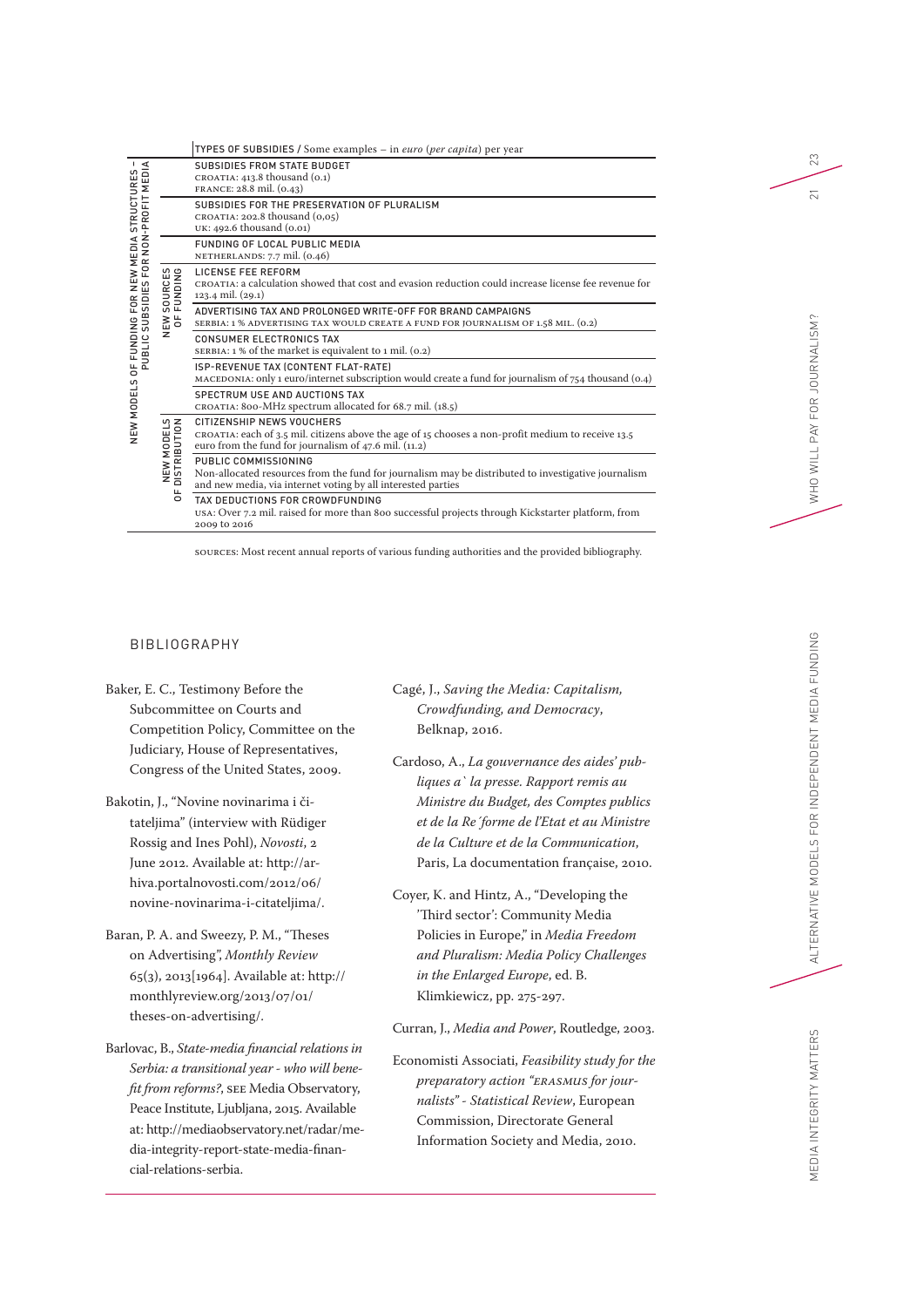| NEW MODELS OF FUNDING FOR NEW MEDIA STRUCTURES – | | TYPES OF SUBSIDIES / Some examples – in *euro* (*per capita*) per year |
|---|---|---|
| PUBLIC SUBSIDIES FOR NON-PROFIT MEDIA | | SUBSIDIES FROM STATE BUDGET<br>CROATIA: 413.8 thousand (0.1)<br>FRANCE: 28.8 mil. (0.43) |
| | | SUBSIDIES FOR THE PRESERVATION OF PLURALISM<br>CROATIA: 202.8 thousand (0,05)<br>UK: 492.6 thousand (0.01) |
| | | FUNDING OF LOCAL PUBLIC MEDIA<br>NETHERLANDS: 7.7 mil. (0.46) |
| | NEW SOURCES OF FUNDING | LICENSE FEE REFORM<br>CROATIA: a calculation showed that cost and evasion reduction could increase license fee revenue for 123.4 mil. (29.1) |
| | | ADVERTISING TAX AND PROLONGED WRITE-OFF FOR BRAND CAMPAIGNS<br>SERBIA: 1 % ADVERTISING TAX WOULD CREATE A FUND FOR JOURNALISM OF 1.58 MIL. (0.2) |
| | | CONSUMER ELECTRONICS TAX<br>SERBIA: 1 % of the market is equivalent to 1 mil. (0.2) |
| | | ISP-REVENUE TAX (CONTENT FLAT-RATE)<br>MACEDONIA: only 1 euro/internet subscription would create a fund for journalism of 754 thousand (0.4) |
| | | SPECTRUM USE AND AUCTIONS TAX<br>CROATIA: 800-MHz spectrum allocated for 68.7 mil. (18.5) |
| | NEW MODELS OF DISTRIBUTION | CITIZENSHIP NEWS VOUCHERS<br>CROATIA: each of 3.5 mil. citizens above the age of 15 chooses a non-profit medium to receive 13.5 euro from the fund for journalism of 47.6 mil. (11.2) |
| | | PUBLIC COMMISSIONING<br>Non-allocated resources from the fund for journalism may be distributed to investigative journalism and new media, via internet voting by all interested parties |
| | | TAX DEDUCTIONS FOR CROWDFUNDING<br>USA: Over 7.2 mil. raised for more than 800 successful projects through Kickstarter platform, from 2009 to 2016 |

SOURCES: Most recent annual reports of various funding authorities and the provided bibliography.

## BIBLIOGRAPHY

Baker, E. C., Testimony Before the Subcommittee on Courts and Competition Policy, Committee on the Judiciary, House of Representatives, Congress of the United States, 2009.

Bakotin, J., "Novine novinarima i čitateljima" (interview with Rüdiger Rossig and Ines Pohl), *Novosti*, 2 June 2012. Available at: http://arhiva.portalnovosti.com/2012/06/novine-novinarima-i-citateljima/.

Baran, P. A. and Sweezy, P. M., "Theses on Advertising", *Monthly Review* 65(3), 2013[1964]. Available at: http://monthlyreview.org/2013/07/01/theses-on-advertising/.

Barlovac, B., *State-media financial relations in Serbia: a transitional year - who will benefit from reforms?*, SEE Media Observatory, Peace Institute, Ljubljana, 2015. Available at: http://mediaobservatory.net/radar/media-integrity-report-state-media-financial-relations-serbia.

Cagé, J., *Saving the Media: Capitalism, Crowdfunding, and Democracy*, Belknap, 2016.

Cardoso, A., *La gouvernance des aides' publiques a` la presse. Rapport remis au Ministre du Budget, des Comptes publics et de la Re´forme de l'Etat et au Ministre de la Culture et de la Communication*, Paris, La documentation française, 2010.

Coyer, K. and Hintz, A., "Developing the 'Third sector': Community Media Policies in Europe," in *Media Freedom and Pluralism: Media Policy Challenges in the Enlarged Europe*, ed. B. Klimkiewicz, pp. 275-297.

Curran, J., *Media and Power*, Routledge, 2003.

Economisti Associati, *Feasibility study for the preparatory action "ERASMUS for journalists" - Statistical Review*, European Commission, Directorate General Information Society and Media, 2010.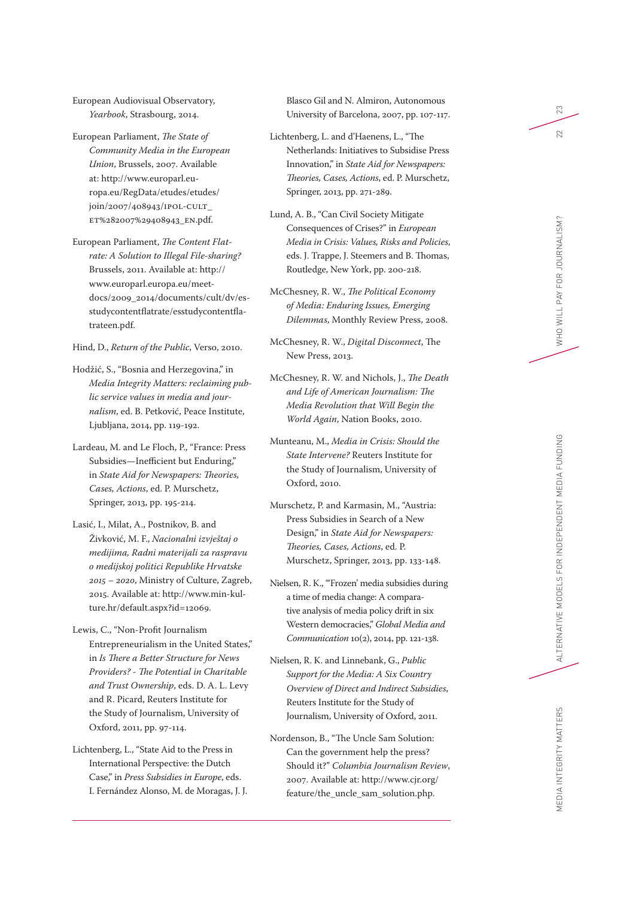European Audiovisual Observatory, *Yearbook*, Strasbourg, 2014.

European Parliament, *The State of Community Media in the European Union*, Brussels, 2007. Available at: http://www.europarl.europa.eu/RegData/etudes/etudes/join/2007/408943/IPOL-CULT_ET%282007%29408943_EN.pdf.

European Parliament, *The Content Flat-rate: A Solution to Illegal File-sharing?* Brussels, 2011. Available at: http://www.europarl.europa.eu/meetdocs/2009_2014/documents/cult/dv/esstudycontentflatrate/esstudycontentflatrateen.pdf.

Hind, D., *Return of the Public*, Verso, 2010.

Hodžić, S., "Bosnia and Herzegovina," in *Media Integrity Matters: reclaiming public service values in media and journalism*, ed. B. Petković, Peace Institute, Ljubljana, 2014, pp. 119-192.

Lardeau, M. and Le Floch, P., "France: Press Subsidies—Inefficient but Enduring," in *State Aid for Newspapers: Theories, Cases, Actions*, ed. P. Murschetz, Springer, 2013, pp. 195-214.

Lasić, I., Milat, A., Postnikov, B. and Živković, M. F., *Nacionalni izvještaj o medijima, Radni materijali za raspravu o medijskoj politici Republike Hrvatske 2015 – 2020*, Ministry of Culture, Zagreb, 2015. Available at: http://www.min-kulture.hr/default.aspx?id=12069.

Lewis, C., "Non-Profit Journalism Entrepreneurialism in the United States," in *Is There a Better Structure for News Providers? - The Potential in Charitable and Trust Ownership*, eds. D. A. L. Levy and R. Picard, Reuters Institute for the Study of Journalism, University of Oxford, 2011, pp. 97-114.

Lichtenberg, L., "State Aid to the Press in International Perspective: the Dutch Case," in *Press Subsidies in Europe*, eds. I. Fernández Alonso, M. de Moragas, J. J. Blasco Gil and N. Almiron, Autonomous University of Barcelona, 2007, pp. 107-117.

Lichtenberg, L. and d'Haenens, L., "The Netherlands: Initiatives to Subsidise Press Innovation," in *State Aid for Newspapers: Theories, Cases, Actions*, ed. P. Murschetz, Springer, 2013, pp. 271-289.

Lund, A. B., "Can Civil Society Mitigate Consequences of Crises?" in *European Media in Crisis: Values, Risks and Policies*, eds. J. Trappe, J. Steemers and B. Thomas, Routledge, New York, pp. 200-218.

McChesney, R. W., *The Political Economy of Media: Enduring Issues, Emerging Dilemmas*, Monthly Review Press, 2008.

McChesney, R. W., *Digital Disconnect*, The New Press, 2013.

McChesney, R. W. and Nichols, J., *The Death and Life of American Journalism: The Media Revolution that Will Begin the World Again*, Nation Books, 2010.

Munteanu, M., *Media in Crisis: Should the State Intervene?* Reuters Institute for the Study of Journalism, University of Oxford, 2010.

Murschetz, P. and Karmasin, M., "Austria: Press Subsidies in Search of a New Design," in *State Aid for Newspapers: Theories, Cases, Actions*, ed. P. Murschetz, Springer, 2013, pp. 133-148.

Nielsen, R. K., "'Frozen' media subsidies during a time of media change: A comparative analysis of media policy drift in six Western democracies," *Global Media and Communication* 10(2), 2014, pp. 121-138.

Nielsen, R. K. and Linnebank, G., *Public Support for the Media: A Six Country Overview of Direct and Indirect Subsidies*, Reuters Institute for the Study of Journalism, University of Oxford, 2011.

Nordenson, B., "The Uncle Sam Solution: Can the government help the press? Should it?" *Columbia Journalism Review*, 2007. Available at: http://www.cjr.org/feature/the_uncle_sam_solution.php.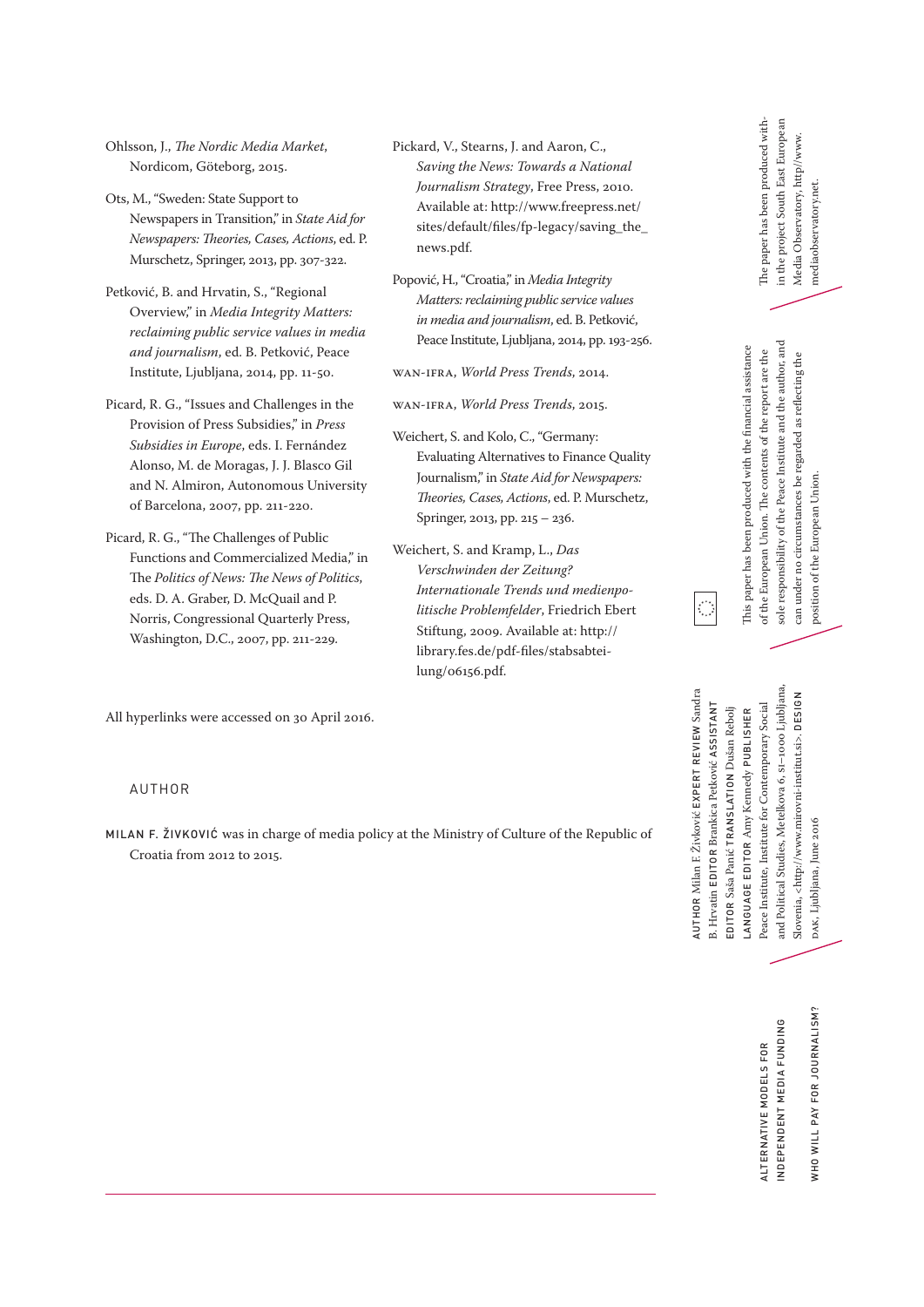Ohlsson, J., *The Nordic Media Market*, Nordicom, Göteborg, 2015.

Ots, M., "Sweden: State Support to Newspapers in Transition," in *State Aid for Newspapers: Theories, Cases, Actions*, ed. P. Murschetz, Springer, 2013, pp. 307-322.

Petković, B. and Hrvatin, S., "Regional Overview," in *Media Integrity Matters: reclaiming public service values in media and journalism*, ed. B. Petković, Peace Institute, Ljubljana, 2014, pp. 11-50.

Picard, R. G., "Issues and Challenges in the Provision of Press Subsidies," in *Press Subsidies in Europe*, eds. I. Fernández Alonso, M. de Moragas, J. J. Blasco Gil and N. Almiron, Autonomous University of Barcelona, 2007, pp. 211-220.

Picard, R. G., "The Challenges of Public Functions and Commercialized Media," in The *Politics of News: The News of Politics*, eds. D. A. Graber, D. McQuail and P. Norris, Congressional Quarterly Press, Washington, D.C., 2007, pp. 211-229.

Pickard, V., Stearns, J. and Aaron, C., *Saving the News: Towards a National Journalism Strategy*, Free Press, 2010. Available at: http://www.freepress.net/sites/default/files/fp-legacy/saving_the_news.pdf.

Popović, H., "Croatia," in *Media Integrity Matters: reclaiming public service values in media and journalism*, ed. B. Petković, Peace Institute, Ljubljana, 2014, pp. 193-256.

WAN-IFRA, *World Press Trends*, 2014.

WAN-IFRA, *World Press Trends*, 2015.

Weichert, S. and Kolo, C., "Germany: Evaluating Alternatives to Finance Quality Journalism," in *State Aid for Newspapers: Theories, Cases, Actions*, ed. P. Murschetz, Springer, 2013, pp. 215 – 236.

Weichert, S. and Kramp, L., *Das Verschwinden der Zeitung? Internationale Trends und medienpolitische Problemfelder*, Friedrich Ebert Stiftung, 2009. Available at: http://library.fes.de/pdf-files/stabsabteilung/06156.pdf.

All hyperlinks were accessed on 30 April 2016.

## AUTHOR

MILAN F. ŽIVKOVIĆ was in charge of media policy at the Ministry of Culture of the Republic of Croatia from 2012 to 2015.

The paper has been produced within the project South East European Media Observatory, http//www.mediaobservatory.net.

This paper has been produced with the financial assistance of the European Union. The contents of the report are the sole responsibility of the Peace Institute and the author, and can under no circumstances be regarded as reflecting the position of the European Union.

AUTHOR Milan F. Živković EXPERT REVIEW Sandra B. Hrvatin EDITOR Brankica Petković ASSISTANT EDITOR Saša Panić TRANSLATION Dušan Rebolj LANGUAGE EDITOR Amy Kennedy PUBLISHER Peace Institute, Institute for Contemporary Social and Political Studies, Metelkova 6, SI–1000 Ljubljana, Slovenia, <http://www.mirovni-institut.si>. DESIGN DAK, Ljubljana, June 2016

ALTERNATIVE MODELS FOR INDEPENDENT MEDIA FUNDING

WHO WILL PAY FOR JOURNALISM?